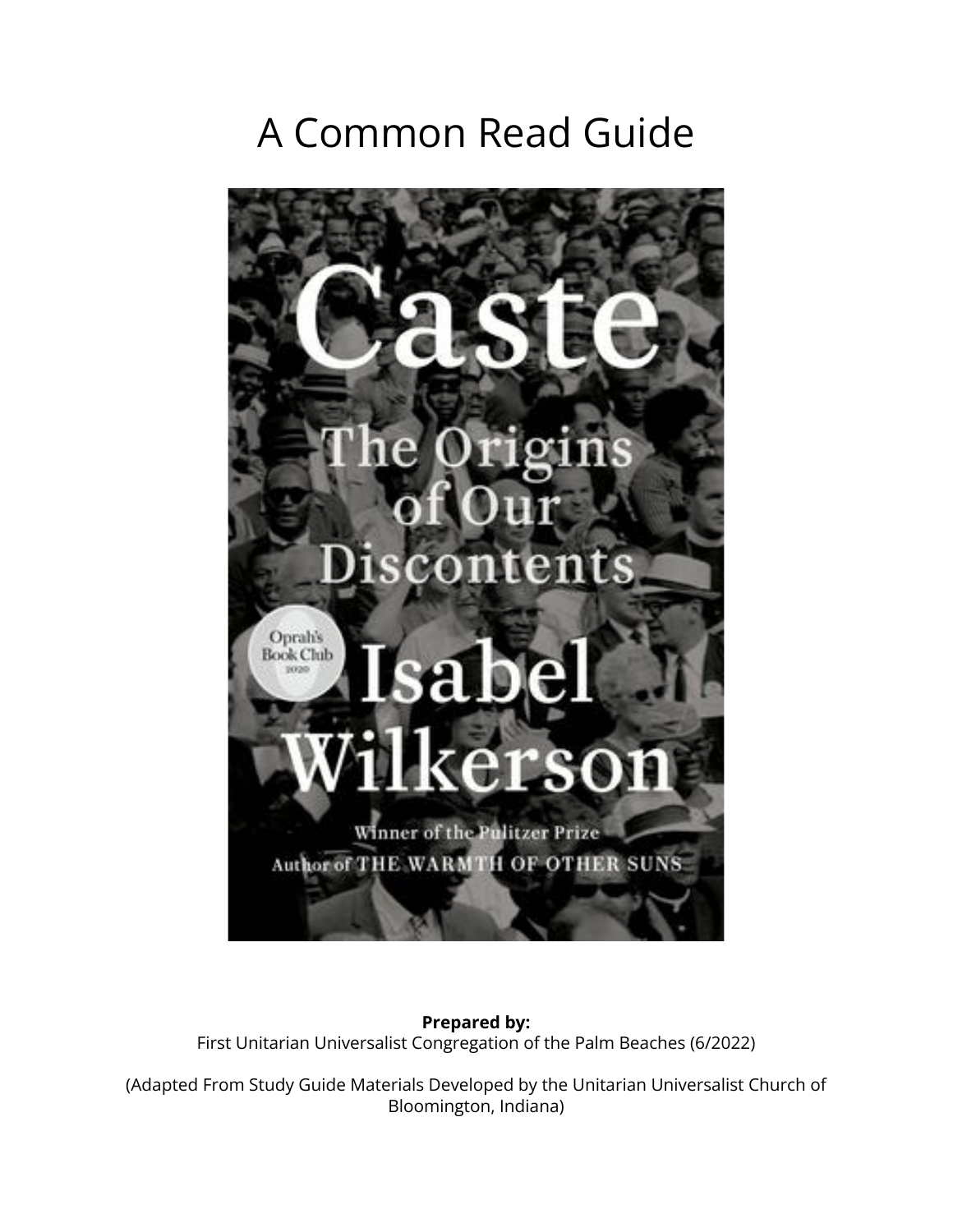# A Common Read Guide

Caste

The Origins of Our Discontents

Oprah's Book Club 2020

Isabel Wilkerson

Winner of the Pulitzer Prize

Author of THE WARMTH OF OTHER SUNS

**Prepared by:**
First Unitarian Universalist Congregation of the Palm Beaches (6/2022)

(Adapted From Study Guide Materials Developed by the Unitarian Universalist Church of Bloomington, Indiana)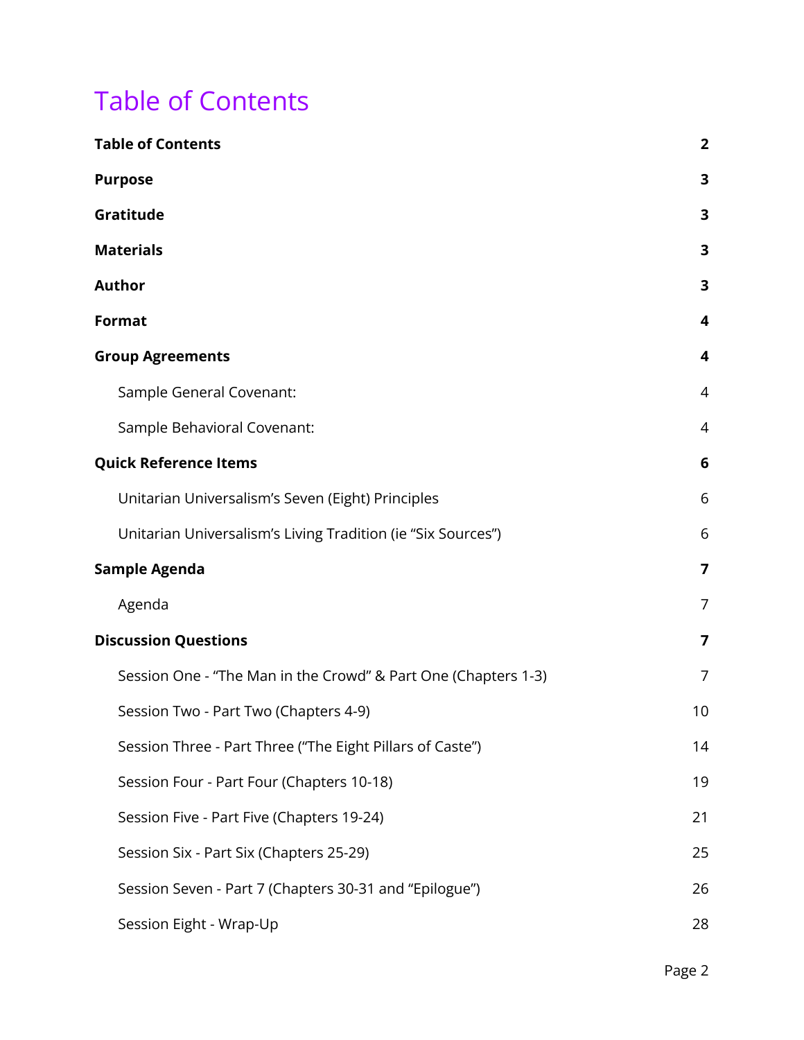# Table of Contents

| | |
|---|---|
| **Table of Contents** | **2** |
| **Purpose** | **3** |
| **Gratitude** | **3** |
| **Materials** | **3** |
| **Author** | **3** |
| **Format** | **4** |
| **Group Agreements** | **4** |
| Sample General Covenant: | 4 |
| Sample Behavioral Covenant: | 4 |
| **Quick Reference Items** | **6** |
| Unitarian Universalism's Seven (Eight) Principles | 6 |
| Unitarian Universalism's Living Tradition (ie "Six Sources") | 6 |
| **Sample Agenda** | **7** |
| Agenda | 7 |
| **Discussion Questions** | **7** |
| Session One - "The Man in the Crowd" & Part One (Chapters 1-3) | 7 |
| Session Two - Part Two (Chapters 4-9) | 10 |
| Session Three - Part Three ("The Eight Pillars of Caste") | 14 |
| Session Four - Part Four (Chapters 10-18) | 19 |
| Session Five - Part Five (Chapters 19-24) | 21 |
| Session Six - Part Six (Chapters 25-29) | 25 |
| Session Seven - Part 7 (Chapters 30-31 and "Epilogue") | 26 |
| Session Eight - Wrap-Up | 28 |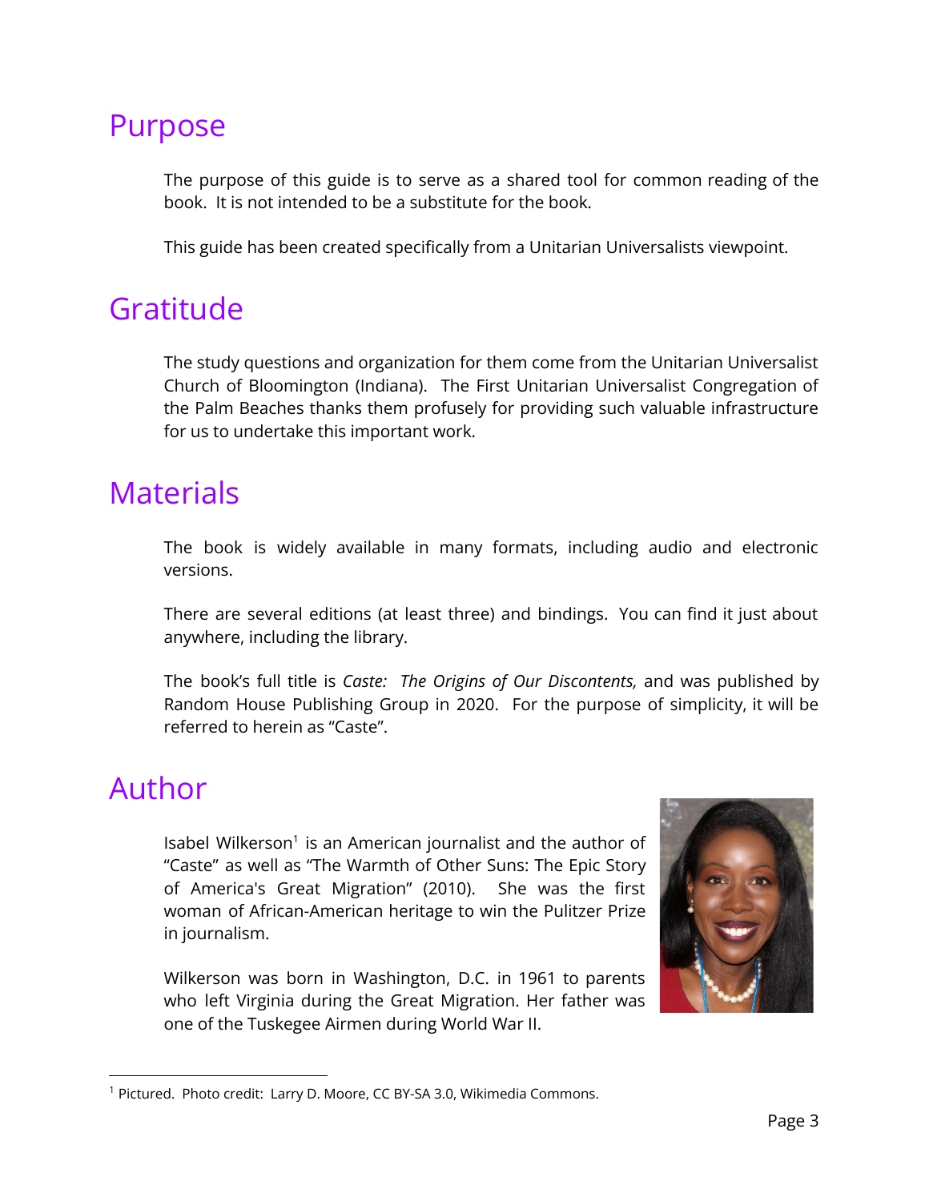## Purpose

The purpose of this guide is to serve as a shared tool for common reading of the book. It is not intended to be a substitute for the book.

This guide has been created specifically from a Unitarian Universalists viewpoint.

## Gratitude

The study questions and organization for them come from the Unitarian Universalist Church of Bloomington (Indiana). The First Unitarian Universalist Congregation of the Palm Beaches thanks them profusely for providing such valuable infrastructure for us to undertake this important work.

## Materials

The book is widely available in many formats, including audio and electronic versions.

There are several editions (at least three) and bindings. You can find it just about anywhere, including the library.

The book's full title is *Caste: The Origins of Our Discontents,* and was published by Random House Publishing Group in 2020. For the purpose of simplicity, it will be referred to herein as "Caste".

## Author

Isabel Wilkerson[1] is an American journalist and the author of "Caste" as well as "The Warmth of Other Suns: The Epic Story of America's Great Migration" (2010). She was the first woman of African-American heritage to win the Pulitzer Prize in journalism.

Wilkerson was born in Washington, D.C. in 1961 to parents who left Virginia during the Great Migration. Her father was one of the Tuskegee Airmen during World War II.

---

[1] Pictured. Photo credit: Larry D. Moore, CC BY-SA 3.0, Wikimedia Commons.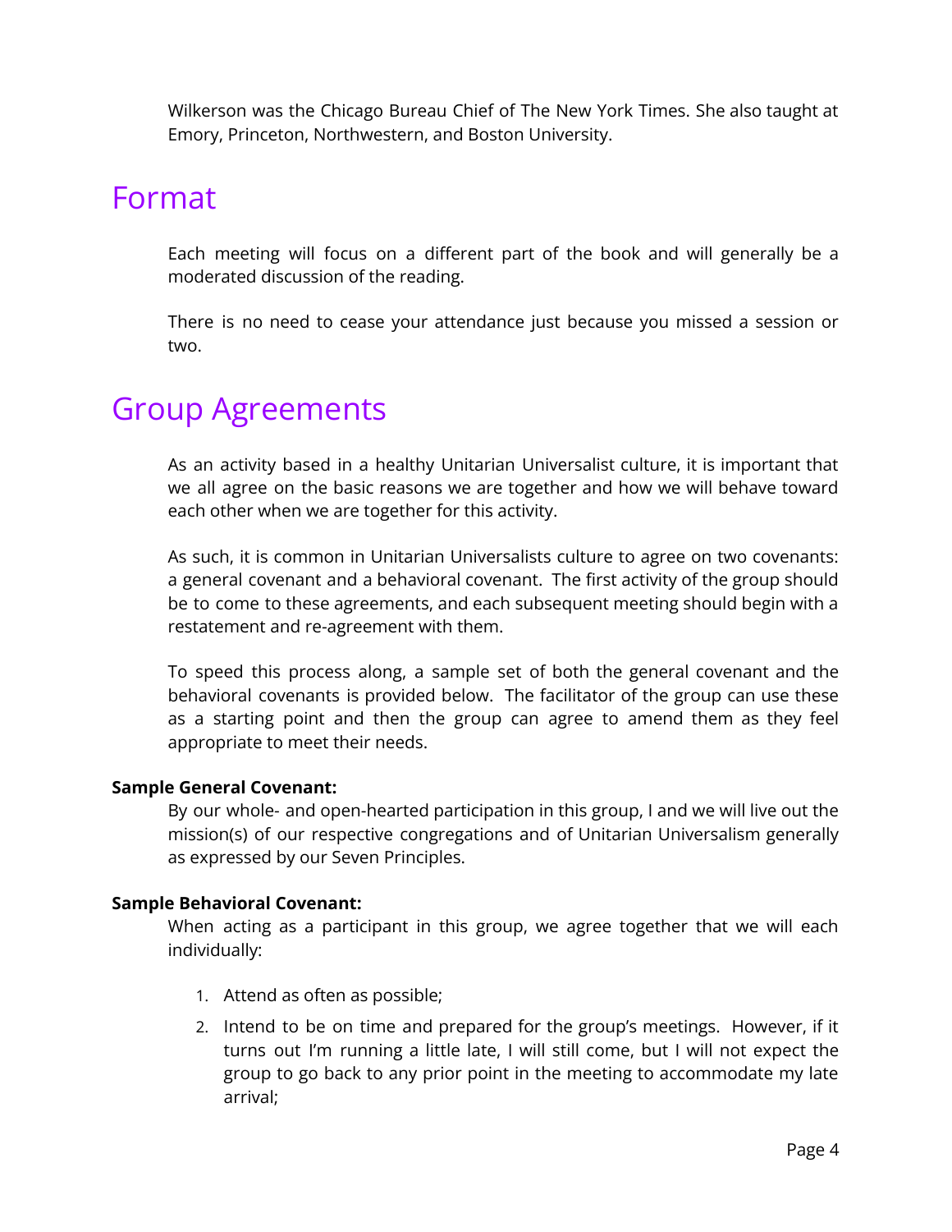Wilkerson was the Chicago Bureau Chief of The New York Times. She also taught at Emory, Princeton, Northwestern, and Boston University.

# Format

Each meeting will focus on a different part of the book and will generally be a moderated discussion of the reading.

There is no need to cease your attendance just because you missed a session or two.

# Group Agreements

As an activity based in a healthy Unitarian Universalist culture, it is important that we all agree on the basic reasons we are together and how we will behave toward each other when we are together for this activity.

As such, it is common in Unitarian Universalists culture to agree on two covenants: a general covenant and a behavioral covenant. The first activity of the group should be to come to these agreements, and each subsequent meeting should begin with a restatement and re-agreement with them.

To speed this process along, a sample set of both the general covenant and the behavioral covenants is provided below. The facilitator of the group can use these as a starting point and then the group can agree to amend them as they feel appropriate to meet their needs.

**Sample General Covenant:**

By our whole- and open-hearted participation in this group, I and we will live out the mission(s) of our respective congregations and of Unitarian Universalism generally as expressed by our Seven Principles.

**Sample Behavioral Covenant:**

When acting as a participant in this group, we agree together that we will each individually:

1. Attend as often as possible;
2. Intend to be on time and prepared for the group's meetings. However, if it turns out I'm running a little late, I will still come, but I will not expect the group to go back to any prior point in the meeting to accommodate my late arrival;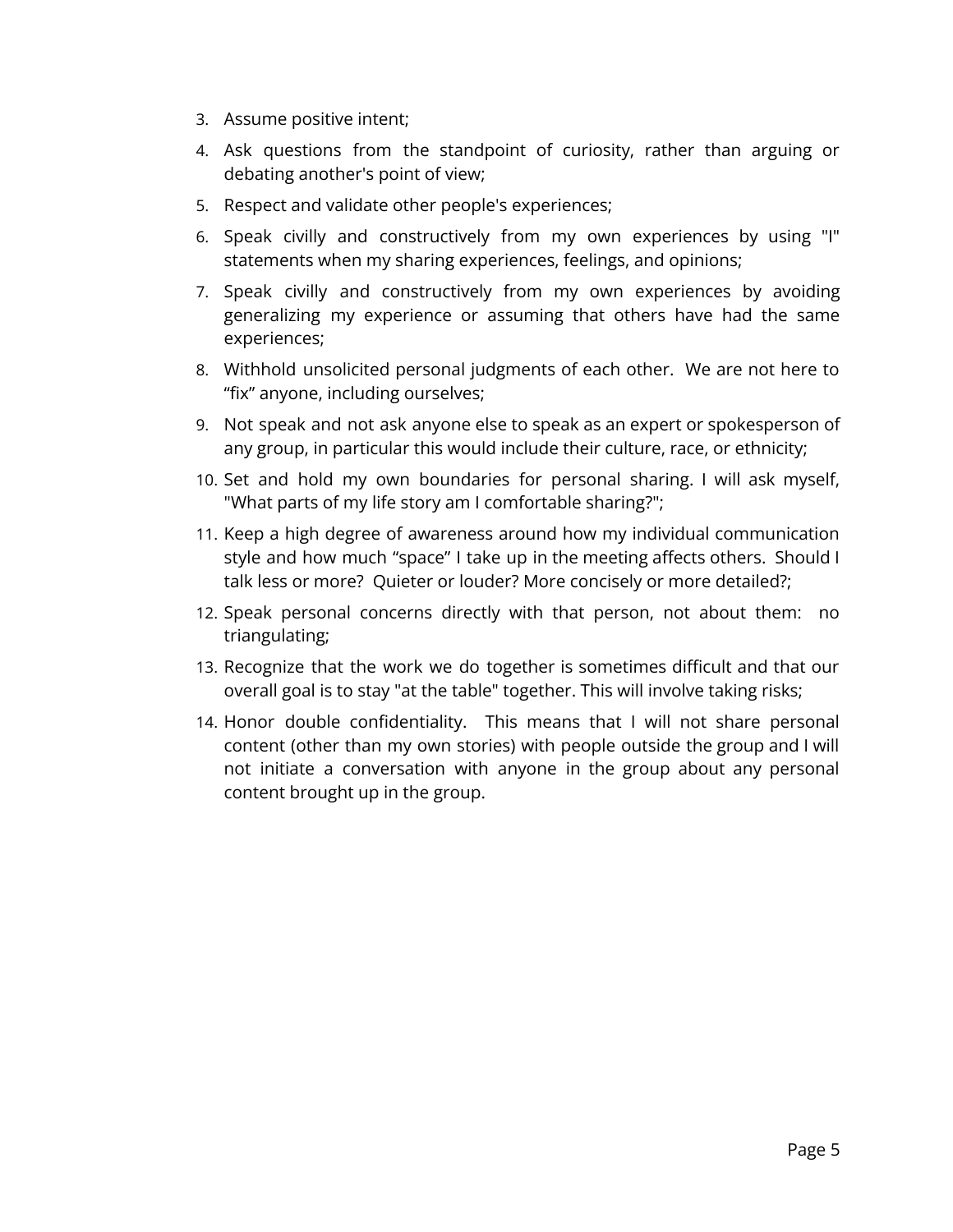3. Assume positive intent;
4. Ask questions from the standpoint of curiosity, rather than arguing or debating another's point of view;
5. Respect and validate other people's experiences;
6. Speak civilly and constructively from my own experiences by using "I" statements when my sharing experiences, feelings, and opinions;
7. Speak civilly and constructively from my own experiences by avoiding generalizing my experience or assuming that others have had the same experiences;
8. Withhold unsolicited personal judgments of each other. We are not here to "fix" anyone, including ourselves;
9. Not speak and not ask anyone else to speak as an expert or spokesperson of any group, in particular this would include their culture, race, or ethnicity;
10. Set and hold my own boundaries for personal sharing. I will ask myself, "What parts of my life story am I comfortable sharing?";
11. Keep a high degree of awareness around how my individual communication style and how much "space" I take up in the meeting affects others. Should I talk less or more? Quieter or louder? More concisely or more detailed?;
12. Speak personal concerns directly with that person, not about them: no triangulating;
13. Recognize that the work we do together is sometimes difficult and that our overall goal is to stay "at the table" together. This will involve taking risks;
14. Honor double confidentiality. This means that I will not share personal content (other than my own stories) with people outside the group and I will not initiate a conversation with anyone in the group about any personal content brought up in the group.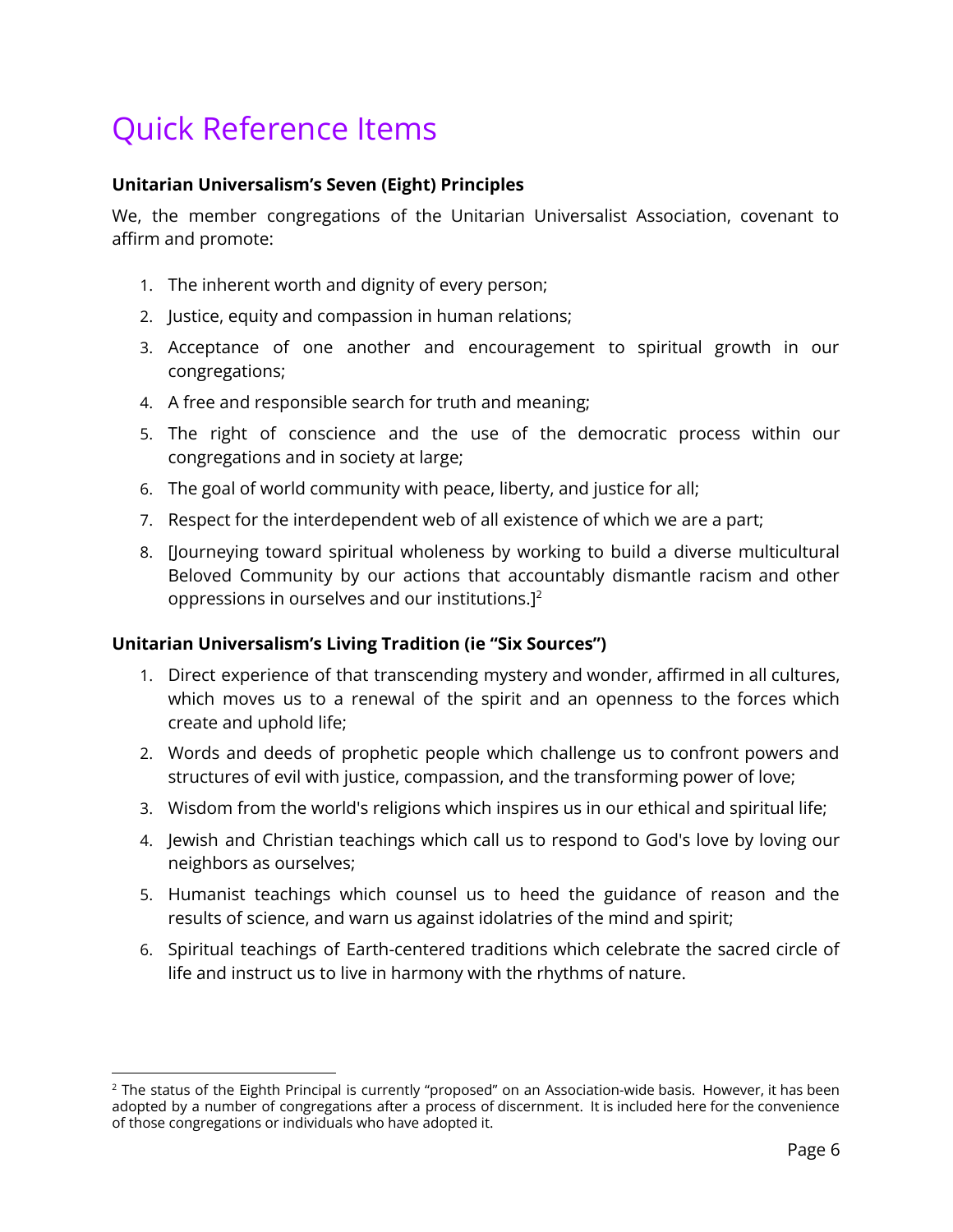# Quick Reference Items

**Unitarian Universalism's Seven (Eight) Principles**

We, the member congregations of the Unitarian Universalist Association, covenant to affirm and promote:

1. The inherent worth and dignity of every person;
2. Justice, equity and compassion in human relations;
3. Acceptance of one another and encouragement to spiritual growth in our congregations;
4. A free and responsible search for truth and meaning;
5. The right of conscience and the use of the democratic process within our congregations and in society at large;
6. The goal of world community with peace, liberty, and justice for all;
7. Respect for the interdependent web of all existence of which we are a part;
8. [Journeying toward spiritual wholeness by working to build a diverse multicultural Beloved Community by our actions that accountably dismantle racism and other oppressions in ourselves and our institutions.][2]

**Unitarian Universalism's Living Tradition (ie "Six Sources")**

1. Direct experience of that transcending mystery and wonder, affirmed in all cultures, which moves us to a renewal of the spirit and an openness to the forces which create and uphold life;
2. Words and deeds of prophetic people which challenge us to confront powers and structures of evil with justice, compassion, and the transforming power of love;
3. Wisdom from the world's religions which inspires us in our ethical and spiritual life;
4. Jewish and Christian teachings which call us to respond to God's love by loving our neighbors as ourselves;
5. Humanist teachings which counsel us to heed the guidance of reason and the results of science, and warn us against idolatries of the mind and spirit;
6. Spiritual teachings of Earth-centered traditions which celebrate the sacred circle of life and instruct us to live in harmony with the rhythms of nature.

---

[2] The status of the Eighth Principal is currently "proposed" on an Association-wide basis. However, it has been adopted by a number of congregations after a process of discernment. It is included here for the convenience of those congregations or individuals who have adopted it.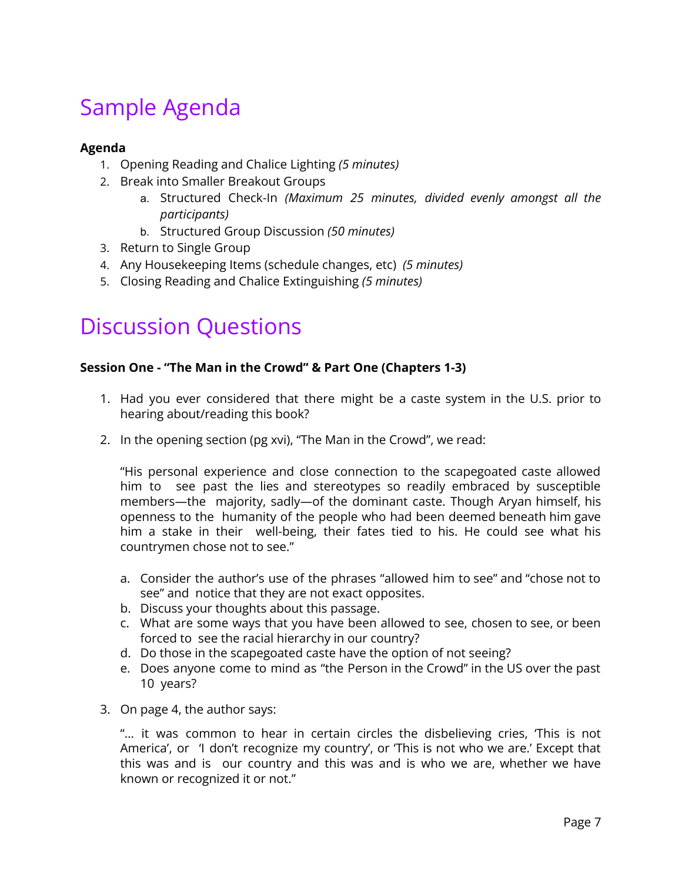# Sample Agenda

**Agenda**

1. Opening Reading and Chalice Lighting *(5 minutes)*
2. Break into Smaller Breakout Groups
   a. Structured Check-In *(Maximum 25 minutes, divided evenly amongst all the participants)*
   b. Structured Group Discussion *(50 minutes)*
3. Return to Single Group
4. Any Housekeeping Items (schedule changes, etc) *(5 minutes)*
5. Closing Reading and Chalice Extinguishing *(5 minutes)*

# Discussion Questions

**Session One - "The Man in the Crowd" & Part One (Chapters 1-3)**

1. Had you ever considered that there might be a caste system in the U.S. prior to hearing about/reading this book?

2. In the opening section (pg xvi), "The Man in the Crowd", we read:

   "His personal experience and close connection to the scapegoated caste allowed him to see past the lies and stereotypes so readily embraced by susceptible members—the majority, sadly—of the dominant caste. Though Aryan himself, his openness to the humanity of the people who had been deemed beneath him gave him a stake in their well-being, their fates tied to his. He could see what his countrymen chose not to see."

   a. Consider the author's use of the phrases "allowed him to see" and "chose not to see" and notice that they are not exact opposites.
   b. Discuss your thoughts about this passage.
   c. What are some ways that you have been allowed to see, chosen to see, or been forced to see the racial hierarchy in our country?
   d. Do those in the scapegoated caste have the option of not seeing?
   e. Does anyone come to mind as "the Person in the Crowd" in the US over the past 10 years?

3. On page 4, the author says:

   "... it was common to hear in certain circles the disbelieving cries, 'This is not America', or 'I don't recognize my country', or 'This is not who we are.' Except that this was and is our country and this was and is who we are, whether we have known or recognized it or not."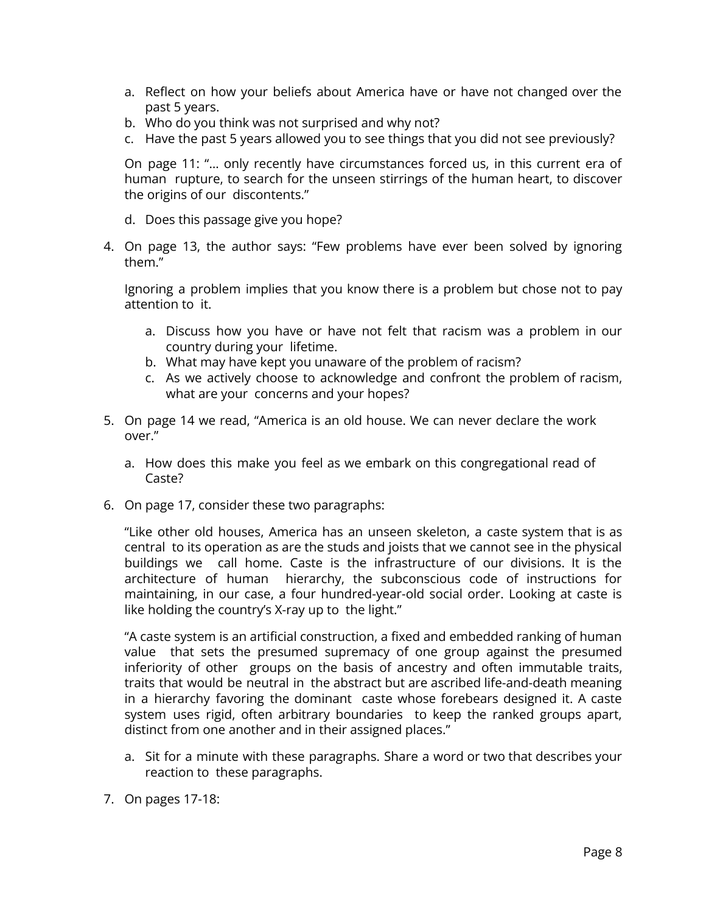a. Reflect on how your beliefs about America have or have not changed over the past 5 years.
b. Who do you think was not surprised and why not?
c. Have the past 5 years allowed you to see things that you did not see previously?

On page 11: "… only recently have circumstances forced us, in this current era of human rupture, to search for the unseen stirrings of the human heart, to discover the origins of our discontents."

d. Does this passage give you hope?

4. On page 13, the author says: "Few problems have ever been solved by ignoring them."

   Ignoring a problem implies that you know there is a problem but chose not to pay attention to it.

   a. Discuss how you have or have not felt that racism was a problem in our country during your lifetime.
   b. What may have kept you unaware of the problem of racism?
   c. As we actively choose to acknowledge and confront the problem of racism, what are your concerns and your hopes?

5. On page 14 we read, "America is an old house. We can never declare the work over."

   a. How does this make you feel as we embark on this congregational read of Caste?

6. On page 17, consider these two paragraphs:

   "Like other old houses, America has an unseen skeleton, a caste system that is as central to its operation as are the studs and joists that we cannot see in the physical buildings we call home. Caste is the infrastructure of our divisions. It is the architecture of human hierarchy, the subconscious code of instructions for maintaining, in our case, a four hundred-year-old social order. Looking at caste is like holding the country's X-ray up to the light."

   "A caste system is an artificial construction, a fixed and embedded ranking of human value that sets the presumed supremacy of one group against the presumed inferiority of other groups on the basis of ancestry and often immutable traits, traits that would be neutral in the abstract but are ascribed life-and-death meaning in a hierarchy favoring the dominant caste whose forebears designed it. A caste system uses rigid, often arbitrary boundaries to keep the ranked groups apart, distinct from one another and in their assigned places."

   a. Sit for a minute with these paragraphs. Share a word or two that describes your reaction to these paragraphs.

7. On pages 17-18: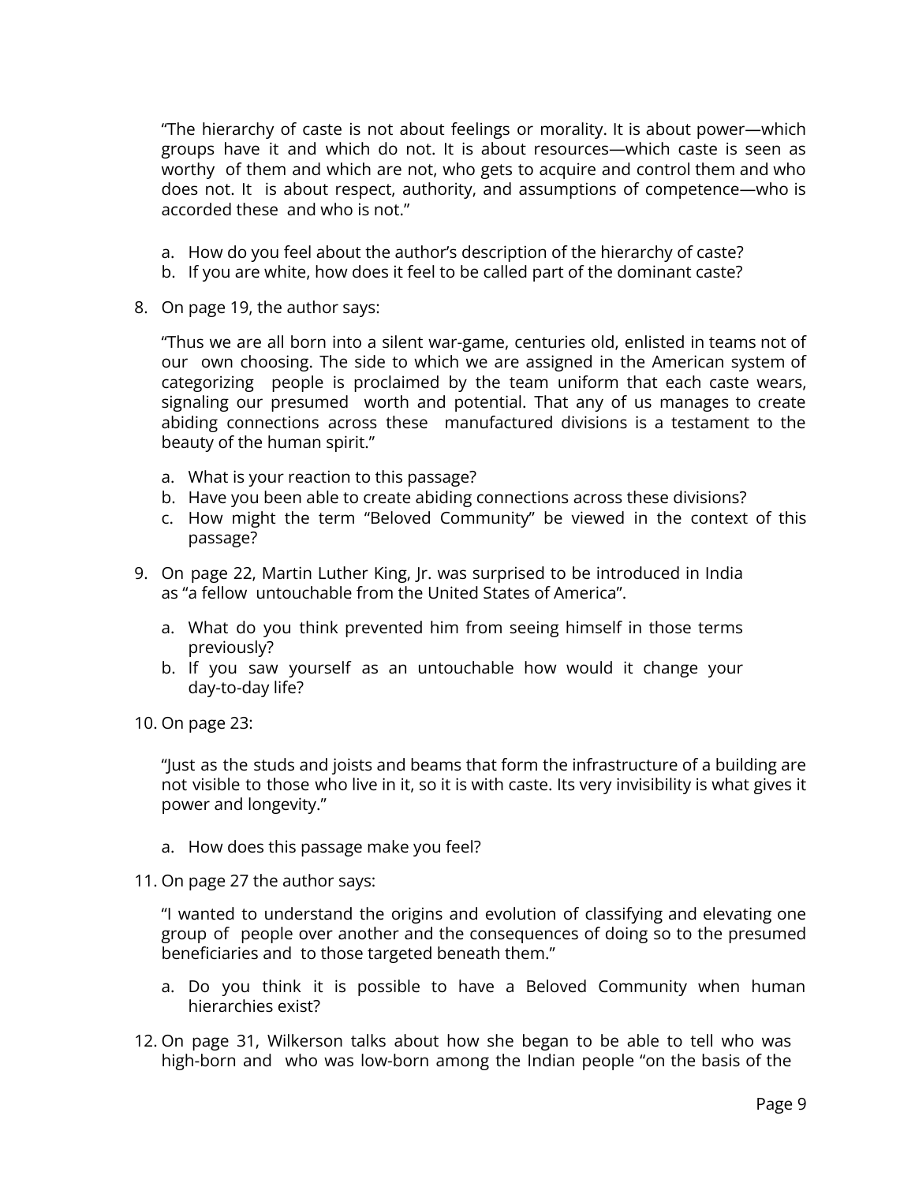"The hierarchy of caste is not about feelings or morality. It is about power—which groups have it and which do not. It is about resources—which caste is seen as worthy of them and which are not, who gets to acquire and control them and who does not. It is about respect, authority, and assumptions of competence—who is accorded these and who is not."

a. How do you feel about the author's description of the hierarchy of caste?
b. If you are white, how does it feel to be called part of the dominant caste?

8. On page 19, the author says:

   "Thus we are all born into a silent war-game, centuries old, enlisted in teams not of our own choosing. The side to which we are assigned in the American system of categorizing people is proclaimed by the team uniform that each caste wears, signaling our presumed worth and potential. That any of us manages to create abiding connections across these manufactured divisions is a testament to the beauty of the human spirit."

   a. What is your reaction to this passage?
   b. Have you been able to create abiding connections across these divisions?
   c. How might the term "Beloved Community" be viewed in the context of this passage?

9. On page 22, Martin Luther King, Jr. was surprised to be introduced in India as "a fellow untouchable from the United States of America".

   a. What do you think prevented him from seeing himself in those terms previously?
   b. If you saw yourself as an untouchable how would it change your day-to-day life?

10. On page 23:

    "Just as the studs and joists and beams that form the infrastructure of a building are not visible to those who live in it, so it is with caste. Its very invisibility is what gives it power and longevity."

    a. How does this passage make you feel?

11. On page 27 the author says:

    "I wanted to understand the origins and evolution of classifying and elevating one group of people over another and the consequences of doing so to the presumed beneficiaries and to those targeted beneath them."

    a. Do you think it is possible to have a Beloved Community when human hierarchies exist?

12. On page 31, Wilkerson talks about how she began to be able to tell who was high-born and who was low-born among the Indian people "on the basis of the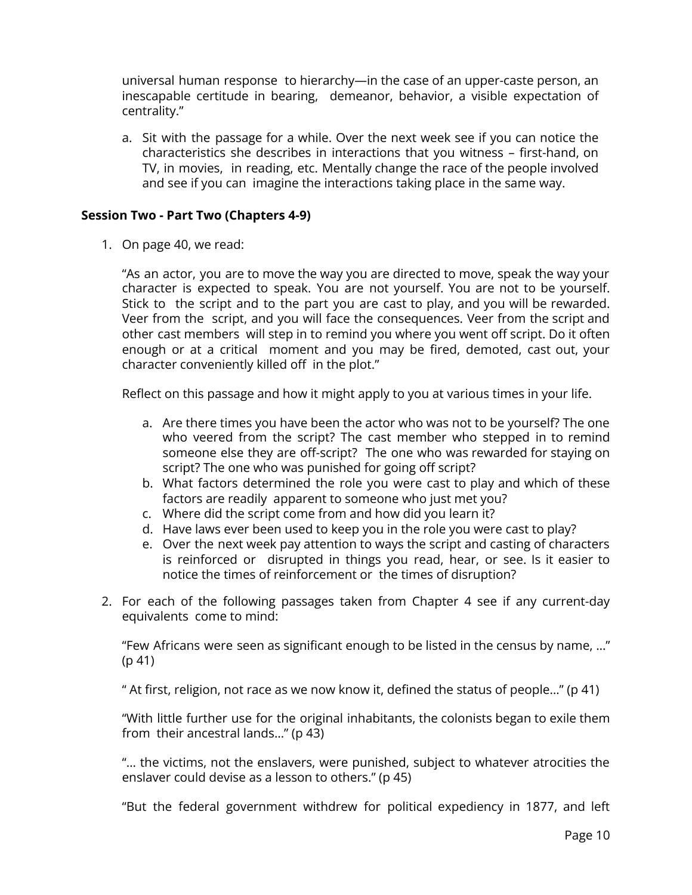universal human response to hierarchy—in the case of an upper-caste person, an inescapable certitude in bearing, demeanor, behavior, a visible expectation of centrality."

a. Sit with the passage for a while. Over the next week see if you can notice the characteristics she describes in interactions that you witness – first-hand, on TV, in movies, in reading, etc. Mentally change the race of the people involved and see if you can imagine the interactions taking place in the same way.

**Session Two - Part Two (Chapters 4-9)**

1. On page 40, we read:

   "As an actor, you are to move the way you are directed to move, speak the way your character is expected to speak. You are not yourself. You are not to be yourself. Stick to the script and to the part you are cast to play, and you will be rewarded. Veer from the script, and you will face the consequences. Veer from the script and other cast members will step in to remind you where you went off script. Do it often enough or at a critical moment and you may be fired, demoted, cast out, your character conveniently killed off in the plot."

   Reflect on this passage and how it might apply to you at various times in your life.

   a. Are there times you have been the actor who was not to be yourself? The one who veered from the script? The cast member who stepped in to remind someone else they are off-script? The one who was rewarded for staying on script? The one who was punished for going off script?
   b. What factors determined the role you were cast to play and which of these factors are readily apparent to someone who just met you?
   c. Where did the script come from and how did you learn it?
   d. Have laws ever been used to keep you in the role you were cast to play?
   e. Over the next week pay attention to ways the script and casting of characters is reinforced or disrupted in things you read, hear, or see. Is it easier to notice the times of reinforcement or the times of disruption?

2. For each of the following passages taken from Chapter 4 see if any current-day equivalents come to mind:

   "Few Africans were seen as significant enough to be listed in the census by name, ..." (p 41)

   " At first, religion, not race as we now know it, defined the status of people..." (p 41)

   "With little further use for the original inhabitants, the colonists began to exile them from their ancestral lands..." (p 43)

   "... the victims, not the enslavers, were punished, subject to whatever atrocities the enslaver could devise as a lesson to others." (p 45)

   "But the federal government withdrew for political expediency in 1877, and left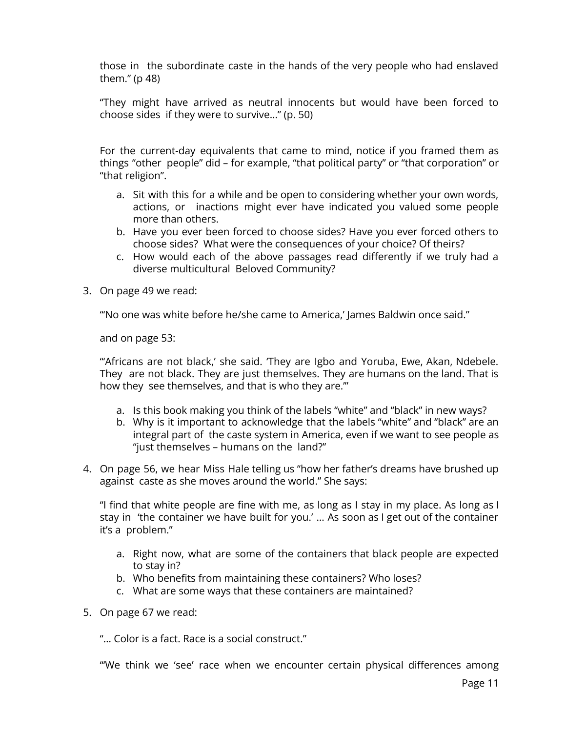those in the subordinate caste in the hands of the very people who had enslaved them." (p 48)

"They might have arrived as neutral innocents but would have been forced to choose sides if they were to survive…" (p. 50)

For the current-day equivalents that came to mind, notice if you framed them as things "other people" did – for example, "that political party" or "that corporation" or "that religion".

a. Sit with this for a while and be open to considering whether your own words, actions, or inactions might ever have indicated you valued some people more than others.
b. Have you ever been forced to choose sides? Have you ever forced others to choose sides? What were the consequences of your choice? Of theirs?
c. How would each of the above passages read differently if we truly had a diverse multicultural Beloved Community?

3. On page 49 we read:

"'No one was white before he/she came to America,' James Baldwin once said."

and on page 53:

"'Africans are not black,' she said. 'They are Igbo and Yoruba, Ewe, Akan, Ndebele. They are not black. They are just themselves. They are humans on the land. That is how they see themselves, and that is who they are.'"

a. Is this book making you think of the labels "white" and "black" in new ways?
b. Why is it important to acknowledge that the labels "white" and "black" are an integral part of the caste system in America, even if we want to see people as "just themselves – humans on the land?"

4. On page 56, we hear Miss Hale telling us "how her father's dreams have brushed up against caste as she moves around the world." She says:

"I find that white people are fine with me, as long as I stay in my place. As long as I stay in 'the container we have built for you.' … As soon as I get out of the container it's a problem."

a. Right now, what are some of the containers that black people are expected to stay in?
b. Who benefits from maintaining these containers? Who loses?
c. What are some ways that these containers are maintained?

5. On page 67 we read:

"… Color is a fact. Race is a social construct."

"'We think we 'see' race when we encounter certain physical differences among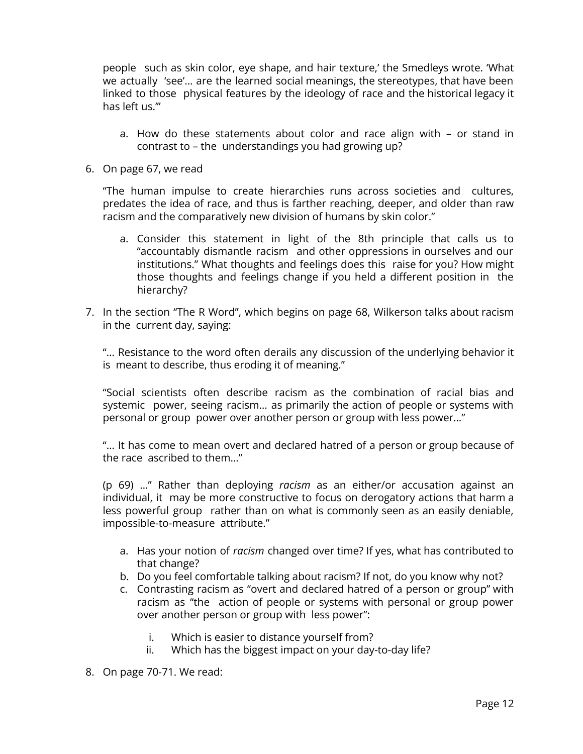people such as skin color, eye shape, and hair texture,' the Smedleys wrote. 'What we actually 'see'… are the learned social meanings, the stereotypes, that have been linked to those physical features by the ideology of race and the historical legacy it has left us.'"

a. How do these statements about color and race align with – or stand in contrast to – the understandings you had growing up?

6. On page 67, we read

   "The human impulse to create hierarchies runs across societies and cultures, predates the idea of race, and thus is farther reaching, deeper, and older than raw racism and the comparatively new division of humans by skin color."

   a. Consider this statement in light of the 8th principle that calls us to "accountably dismantle racism and other oppressions in ourselves and our institutions." What thoughts and feelings does this raise for you? How might those thoughts and feelings change if you held a different position in the hierarchy?

7. In the section "The R Word", which begins on page 68, Wilkerson talks about racism in the current day, saying:

   "… Resistance to the word often derails any discussion of the underlying behavior it is meant to describe, thus eroding it of meaning."

   "Social scientists often describe racism as the combination of racial bias and systemic power, seeing racism… as primarily the action of people or systems with personal or group power over another person or group with less power…"

   "… It has come to mean overt and declared hatred of a person or group because of the race ascribed to them…"

   (p 69) …" Rather than deploying *racism* as an either/or accusation against an individual, it may be more constructive to focus on derogatory actions that harm a less powerful group rather than on what is commonly seen as an easily deniable, impossible-to-measure attribute."

   a. Has your notion of *racism* changed over time? If yes, what has contributed to that change?
   b. Do you feel comfortable talking about racism? If not, do you know why not?
   c. Contrasting racism as "overt and declared hatred of a person or group" with racism as "the action of people or systems with personal or group power over another person or group with less power":
      i. Which is easier to distance yourself from?
      ii. Which has the biggest impact on your day-to-day life?

8. On page 70-71. We read: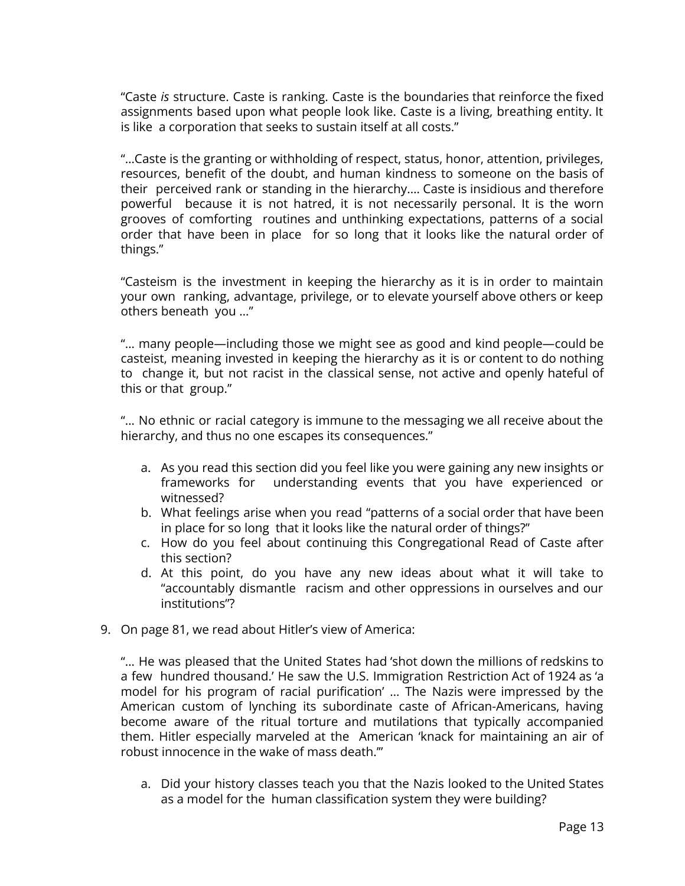"Caste *is* structure. Caste is ranking. Caste is the boundaries that reinforce the fixed assignments based upon what people look like. Caste is a living, breathing entity. It is like a corporation that seeks to sustain itself at all costs."

"...Caste is the granting or withholding of respect, status, honor, attention, privileges, resources, benefit of the doubt, and human kindness to someone on the basis of their perceived rank or standing in the hierarchy.... Caste is insidious and therefore powerful because it is not hatred, it is not necessarily personal. It is the worn grooves of comforting routines and unthinking expectations, patterns of a social order that have been in place for so long that it looks like the natural order of things."

"Casteism is the investment in keeping the hierarchy as it is in order to maintain your own ranking, advantage, privilege, or to elevate yourself above others or keep others beneath you ..."

"... many people—including those we might see as good and kind people—could be casteist, meaning invested in keeping the hierarchy as it is or content to do nothing to change it, but not racist in the classical sense, not active and openly hateful of this or that group."

"... No ethnic or racial category is immune to the messaging we all receive about the hierarchy, and thus no one escapes its consequences."

a. As you read this section did you feel like you were gaining any new insights or frameworks for understanding events that you have experienced or witnessed?
b. What feelings arise when you read "patterns of a social order that have been in place for so long that it looks like the natural order of things?"
c. How do you feel about continuing this Congregational Read of Caste after this section?
d. At this point, do you have any new ideas about what it will take to "accountably dismantle racism and other oppressions in ourselves and our institutions"?

9. On page 81, we read about Hitler's view of America:

"... He was pleased that the United States had 'shot down the millions of redskins to a few hundred thousand.' He saw the U.S. Immigration Restriction Act of 1924 as 'a model for his program of racial purification' ... The Nazis were impressed by the American custom of lynching its subordinate caste of African-Americans, having become aware of the ritual torture and mutilations that typically accompanied them. Hitler especially marveled at the American 'knack for maintaining an air of robust innocence in the wake of mass death.'"

a. Did your history classes teach you that the Nazis looked to the United States as a model for the human classification system they were building?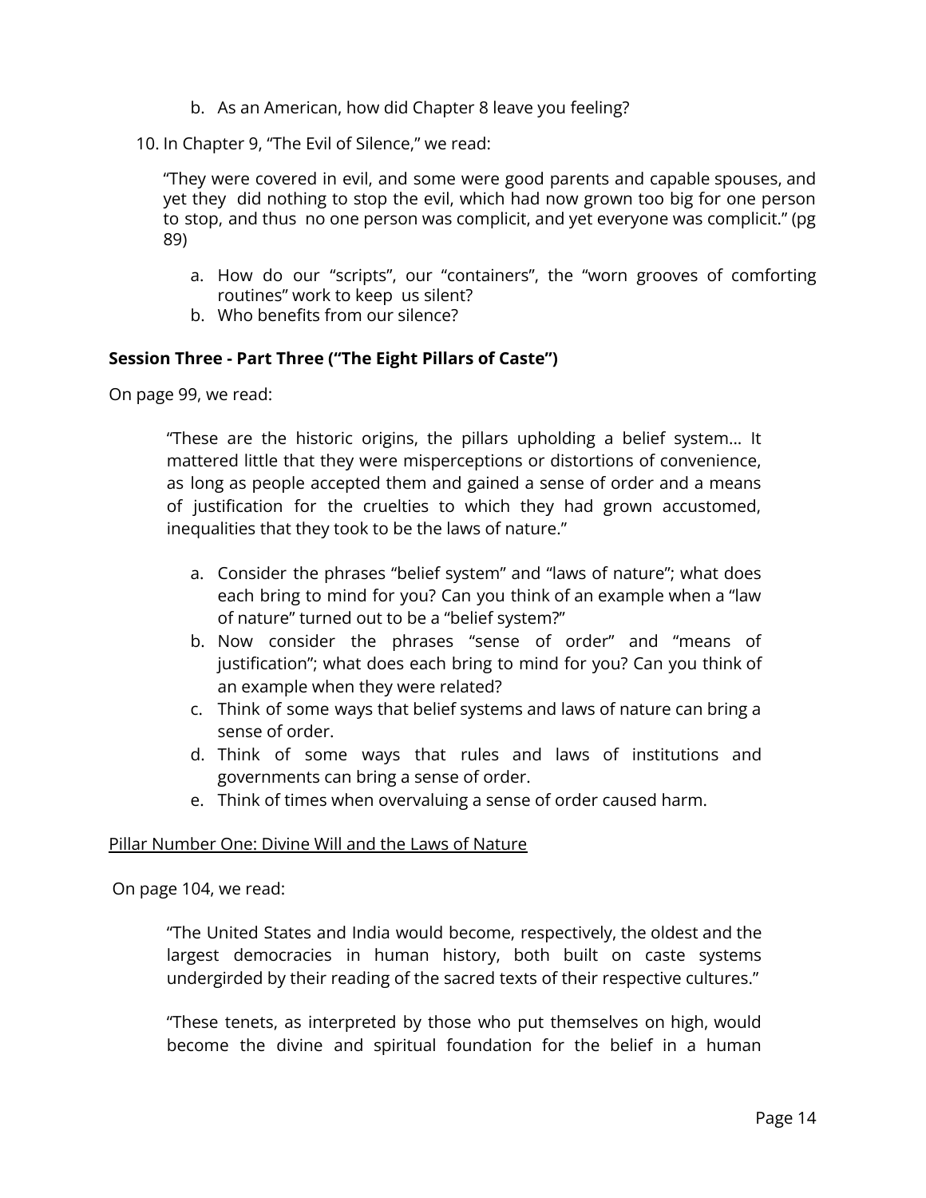b. As an American, how did Chapter 8 leave you feeling?

10. In Chapter 9, "The Evil of Silence," we read:

    "They were covered in evil, and some were good parents and capable spouses, and yet they did nothing to stop the evil, which had now grown too big for one person to stop, and thus no one person was complicit, and yet everyone was complicit." (pg 89)

    a. How do our "scripts", our "containers", the "worn grooves of comforting routines" work to keep us silent?
    b. Who benefits from our silence?

**Session Three - Part Three ("The Eight Pillars of Caste")**

On page 99, we read:

> "These are the historic origins, the pillars upholding a belief system… It mattered little that they were misperceptions or distortions of convenience, as long as people accepted them and gained a sense of order and a means of justification for the cruelties to which they had grown accustomed, inequalities that they took to be the laws of nature."

a. Consider the phrases "belief system" and "laws of nature"; what does each bring to mind for you? Can you think of an example when a "law of nature" turned out to be a "belief system?"
b. Now consider the phrases "sense of order" and "means of justification"; what does each bring to mind for you? Can you think of an example when they were related?
c. Think of some ways that belief systems and laws of nature can bring a sense of order.
d. Think of some ways that rules and laws of institutions and governments can bring a sense of order.
e. Think of times when overvaluing a sense of order caused harm.

<u>Pillar Number One: Divine Will and the Laws of Nature</u>

On page 104, we read:

> "The United States and India would become, respectively, the oldest and the largest democracies in human history, both built on caste systems undergirded by their reading of the sacred texts of their respective cultures."
>
> "These tenets, as interpreted by those who put themselves on high, would become the divine and spiritual foundation for the belief in a human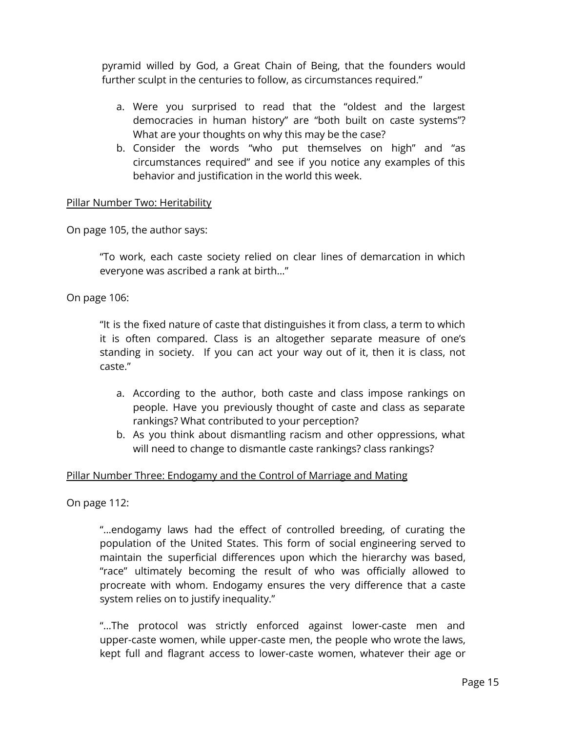> pyramid willed by God, a Great Chain of Being, that the founders would further sculpt in the centuries to follow, as circumstances required."

a. Were you surprised to read that the "oldest and the largest democracies in human history" are "both built on caste systems"? What are your thoughts on why this may be the case?
b. Consider the words "who put themselves on high" and "as circumstances required" and see if you notice any examples of this behavior and justification in the world this week.

<u>Pillar Number Two: Heritability</u>

On page 105, the author says:

> "To work, each caste society relied on clear lines of demarcation in which everyone was ascribed a rank at birth..."

On page 106:

> "It is the fixed nature of caste that distinguishes it from class, a term to which it is often compared. Class is an altogether separate measure of one's standing in society. If you can act your way out of it, then it is class, not caste."

a. According to the author, both caste and class impose rankings on people. Have you previously thought of caste and class as separate rankings? What contributed to your perception?
b. As you think about dismantling racism and other oppressions, what will need to change to dismantle caste rankings? class rankings?

<u>Pillar Number Three: Endogamy and the Control of Marriage and Mating</u>

On page 112:

> "...endogamy laws had the effect of controlled breeding, of curating the population of the United States. This form of social engineering served to maintain the superficial differences upon which the hierarchy was based, "race" ultimately becoming the result of who was officially allowed to procreate with whom. Endogamy ensures the very difference that a caste system relies on to justify inequality."
>
> "...The protocol was strictly enforced against lower-caste men and upper-caste women, while upper-caste men, the people who wrote the laws, kept full and flagrant access to lower-caste women, whatever their age or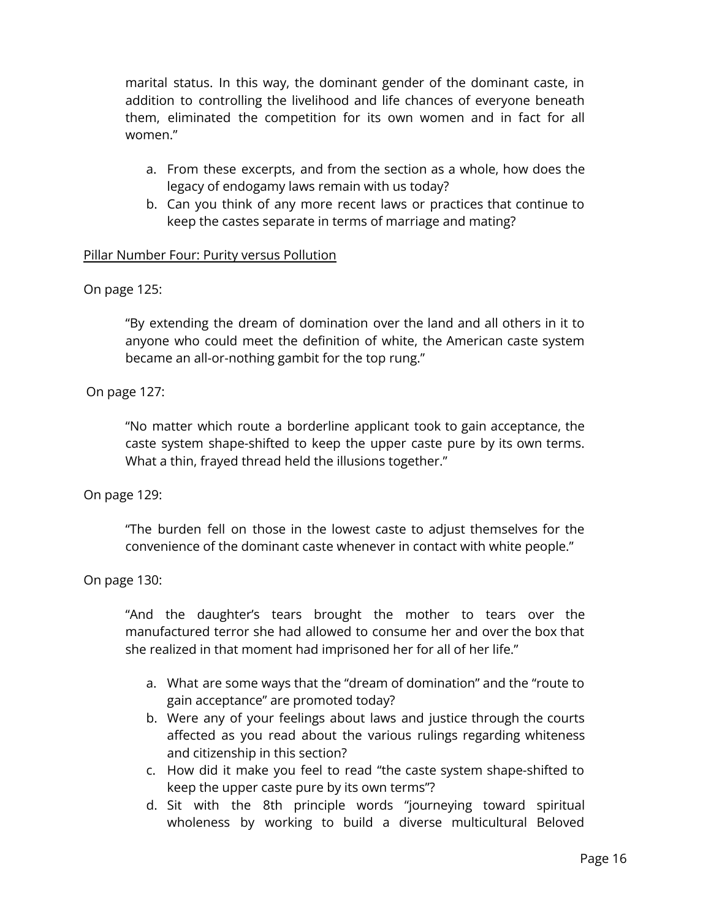> marital status. In this way, the dominant gender of the dominant caste, in addition to controlling the livelihood and life chances of everyone beneath them, eliminated the competition for its own women and in fact for all women."

a. From these excerpts, and from the section as a whole, how does the legacy of endogamy laws remain with us today?
b. Can you think of any more recent laws or practices that continue to keep the castes separate in terms of marriage and mating?

<u>Pillar Number Four: Purity versus Pollution</u>

On page 125:

> "By extending the dream of domination over the land and all others in it to anyone who could meet the definition of white, the American caste system became an all-or-nothing gambit for the top rung."

On page 127:

> "No matter which route a borderline applicant took to gain acceptance, the caste system shape-shifted to keep the upper caste pure by its own terms. What a thin, frayed thread held the illusions together."

On page 129:

> "The burden fell on those in the lowest caste to adjust themselves for the convenience of the dominant caste whenever in contact with white people."

On page 130:

> "And the daughter's tears brought the mother to tears over the manufactured terror she had allowed to consume her and over the box that she realized in that moment had imprisoned her for all of her life."

a. What are some ways that the "dream of domination" and the "route to gain acceptance" are promoted today?
b. Were any of your feelings about laws and justice through the courts affected as you read about the various rulings regarding whiteness and citizenship in this section?
c. How did it make you feel to read "the caste system shape-shifted to keep the upper caste pure by its own terms"?
d. Sit with the 8th principle words "journeying toward spiritual wholeness by working to build a diverse multicultural Beloved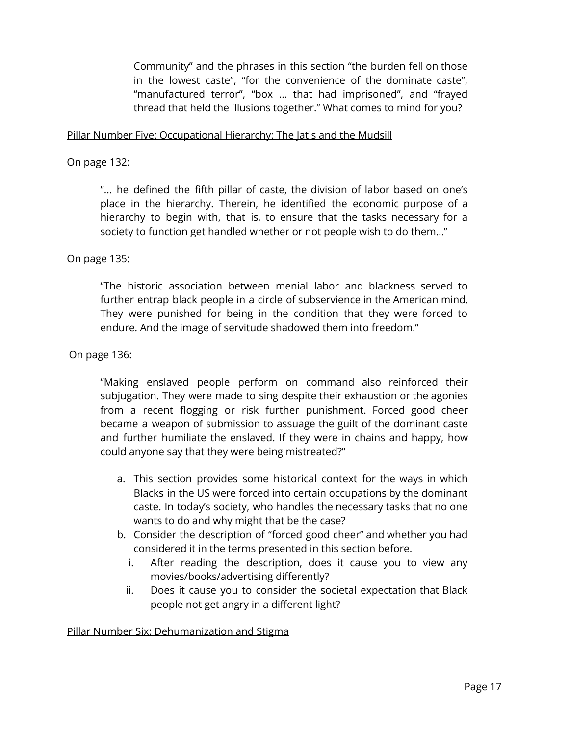Community" and the phrases in this section "the burden fell on those in the lowest caste", "for the convenience of the dominate caste", "manufactured terror", "box … that had imprisoned", and "frayed thread that held the illusions together." What comes to mind for you?

<u>Pillar Number Five: Occupational Hierarchy: The Jatis and the Mudsill</u>

On page 132:

> "… he defined the fifth pillar of caste, the division of labor based on one's place in the hierarchy. Therein, he identified the economic purpose of a hierarchy to begin with, that is, to ensure that the tasks necessary for a society to function get handled whether or not people wish to do them…"

On page 135:

> "The historic association between menial labor and blackness served to further entrap black people in a circle of subservience in the American mind. They were punished for being in the condition that they were forced to endure. And the image of servitude shadowed them into freedom."

On page 136:

> "Making enslaved people perform on command also reinforced their subjugation. They were made to sing despite their exhaustion or the agonies from a recent flogging or risk further punishment. Forced good cheer became a weapon of submission to assuage the guilt of the dominant caste and further humiliate the enslaved. If they were in chains and happy, how could anyone say that they were being mistreated?"

a. This section provides some historical context for the ways in which Blacks in the US were forced into certain occupations by the dominant caste. In today's society, who handles the necessary tasks that no one wants to do and why might that be the case?
b. Consider the description of "forced good cheer" and whether you had considered it in the terms presented in this section before.
   i. After reading the description, does it cause you to view any movies/books/advertising differently?
   ii. Does it cause you to consider the societal expectation that Black people not get angry in a different light?

<u>Pillar Number Six: Dehumanization and Stigma</u>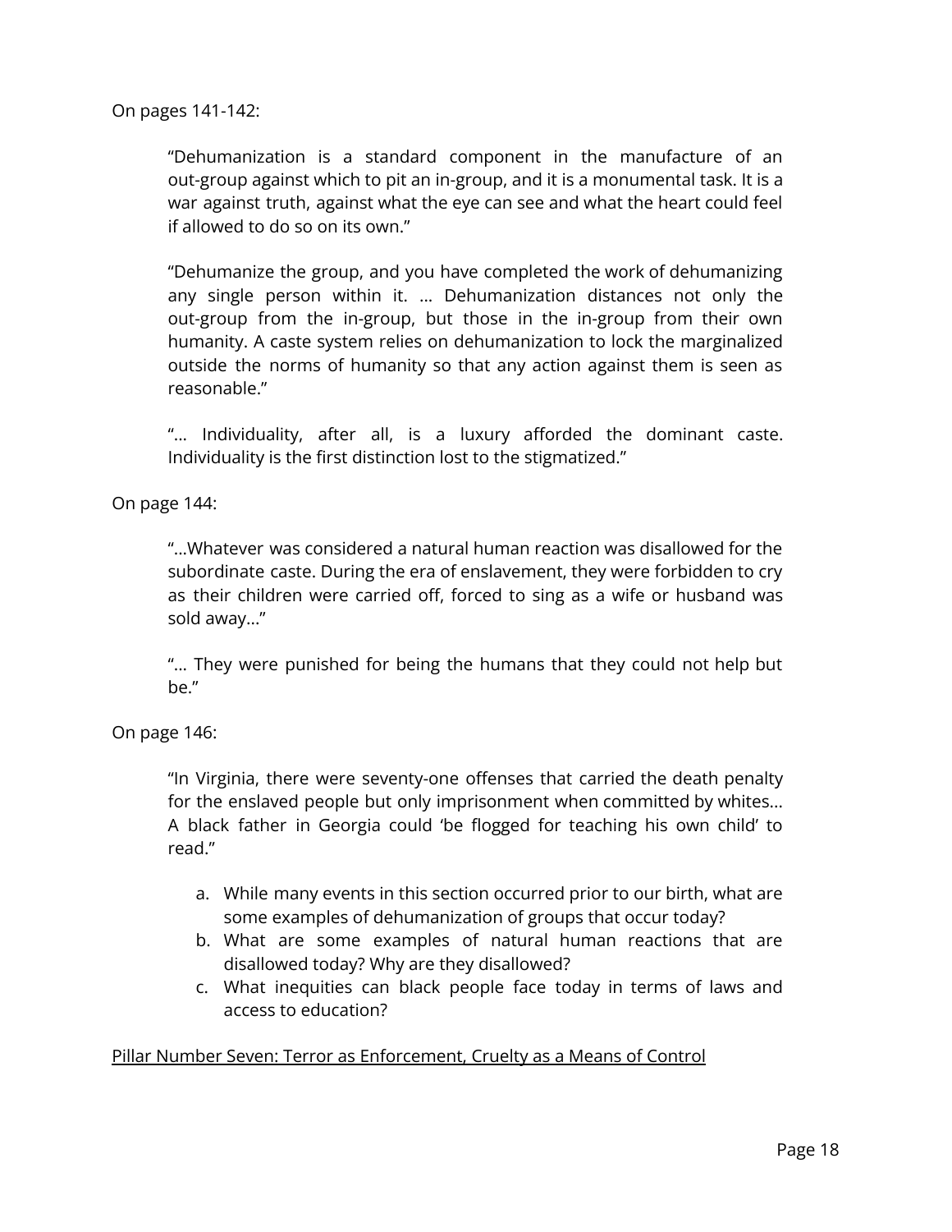On pages 141-142:

> "Dehumanization is a standard component in the manufacture of an out-group against which to pit an in-group, and it is a monumental task. It is a war against truth, against what the eye can see and what the heart could feel if allowed to do so on its own."
>
> "Dehumanize the group, and you have completed the work of dehumanizing any single person within it. … Dehumanization distances not only the out-group from the in-group, but those in the in-group from their own humanity. A caste system relies on dehumanization to lock the marginalized outside the norms of humanity so that any action against them is seen as reasonable."
>
> "… Individuality, after all, is a luxury afforded the dominant caste. Individuality is the first distinction lost to the stigmatized."

On page 144:

> "...Whatever was considered a natural human reaction was disallowed for the subordinate caste. During the era of enslavement, they were forbidden to cry as their children were carried off, forced to sing as a wife or husband was sold away..."
>
> "… They were punished for being the humans that they could not help but be."

On page 146:

> "In Virginia, there were seventy-one offenses that carried the death penalty for the enslaved people but only imprisonment when committed by whites... A black father in Georgia could 'be flogged for teaching his own child' to read."

a. While many events in this section occurred prior to our birth, what are some examples of dehumanization of groups that occur today?
b. What are some examples of natural human reactions that are disallowed today? Why are they disallowed?
c. What inequities can black people face today in terms of laws and access to education?

<u>Pillar Number Seven: Terror as Enforcement, Cruelty as a Means of Control</u>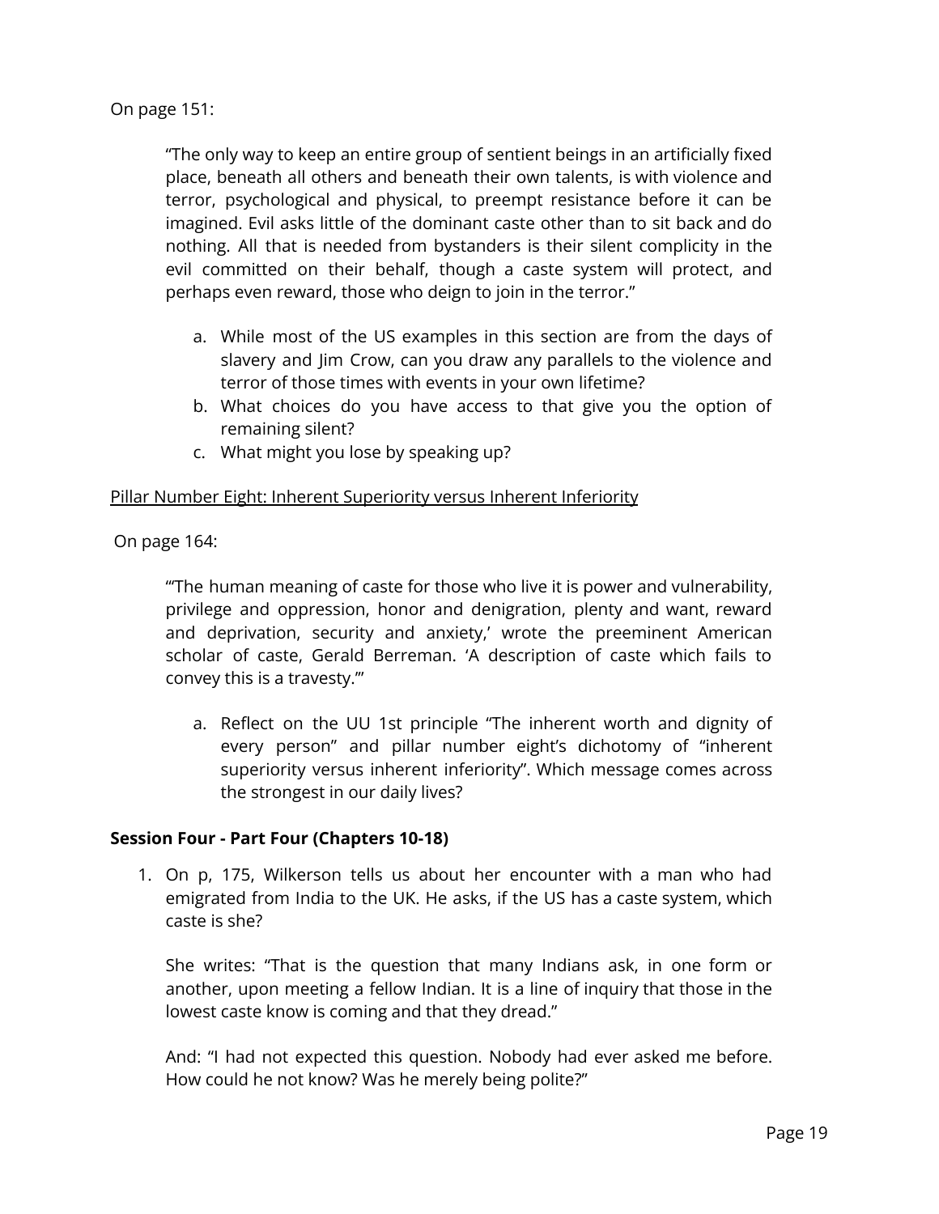On page 151:

> "The only way to keep an entire group of sentient beings in an artificially fixed place, beneath all others and beneath their own talents, is with violence and terror, psychological and physical, to preempt resistance before it can be imagined. Evil asks little of the dominant caste other than to sit back and do nothing. All that is needed from bystanders is their silent complicity in the evil committed on their behalf, though a caste system will protect, and perhaps even reward, those who deign to join in the terror."

a. While most of the US examples in this section are from the days of slavery and Jim Crow, can you draw any parallels to the violence and terror of those times with events in your own lifetime?
b. What choices do you have access to that give you the option of remaining silent?
c. What might you lose by speaking up?

<u>Pillar Number Eight: Inherent Superiority versus Inherent Inferiority</u>

On page 164:

> "'The human meaning of caste for those who live it is power and vulnerability, privilege and oppression, honor and denigration, plenty and want, reward and deprivation, security and anxiety,' wrote the preeminent American scholar of caste, Gerald Berreman. 'A description of caste which fails to convey this is a travesty.'"

a. Reflect on the UU 1st principle "The inherent worth and dignity of every person" and pillar number eight's dichotomy of "inherent superiority versus inherent inferiority". Which message comes across the strongest in our daily lives?

**Session Four - Part Four (Chapters 10-18)**

1. On p, 175, Wilkerson tells us about her encounter with a man who had emigrated from India to the UK. He asks, if the US has a caste system, which caste is she?

   She writes: "That is the question that many Indians ask, in one form or another, upon meeting a fellow Indian. It is a line of inquiry that those in the lowest caste know is coming and that they dread."

   And: "I had not expected this question. Nobody had ever asked me before. How could he not know? Was he merely being polite?"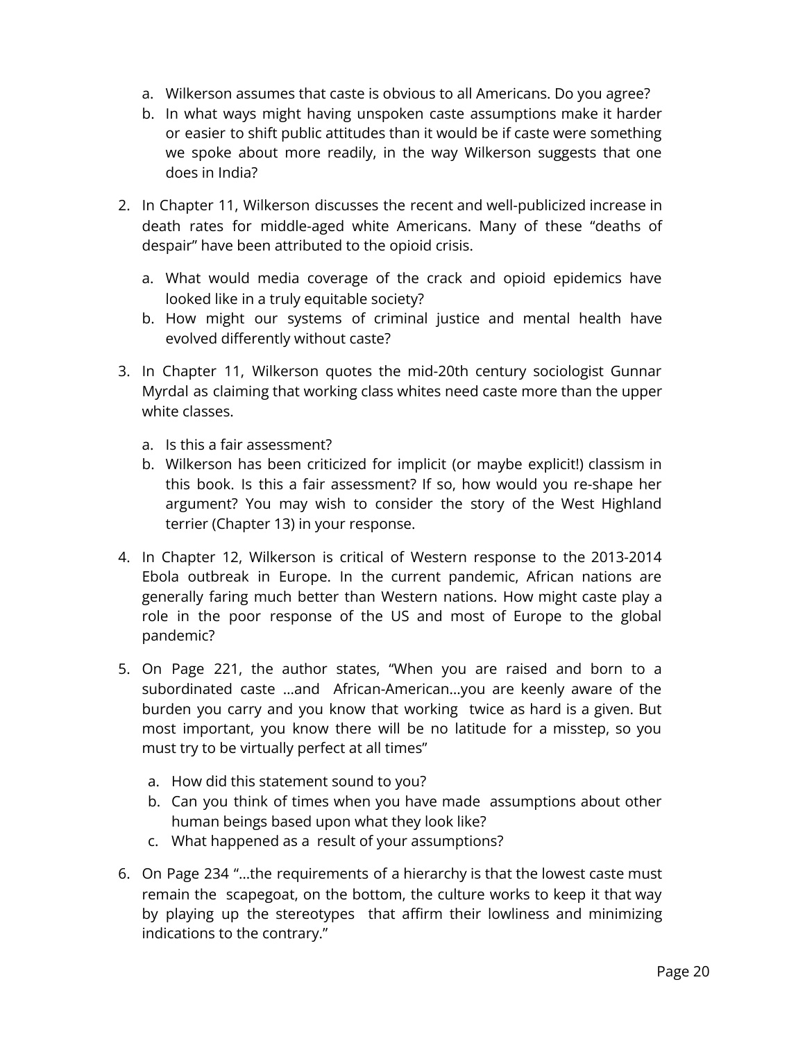a. Wilkerson assumes that caste is obvious to all Americans. Do you agree?
   b. In what ways might having unspoken caste assumptions make it harder or easier to shift public attitudes than it would be if caste were something we spoke about more readily, in the way Wilkerson suggests that one does in India?

2. In Chapter 11, Wilkerson discusses the recent and well-publicized increase in death rates for middle-aged white Americans. Many of these "deaths of despair" have been attributed to the opioid crisis.

   a. What would media coverage of the crack and opioid epidemics have looked like in a truly equitable society?
   b. How might our systems of criminal justice and mental health have evolved differently without caste?

3. In Chapter 11, Wilkerson quotes the mid-20th century sociologist Gunnar Myrdal as claiming that working class whites need caste more than the upper white classes.

   a. Is this a fair assessment?
   b. Wilkerson has been criticized for implicit (or maybe explicit!) classism in this book. Is this a fair assessment? If so, how would you re-shape her argument? You may wish to consider the story of the West Highland terrier (Chapter 13) in your response.

4. In Chapter 12, Wilkerson is critical of Western response to the 2013-2014 Ebola outbreak in Europe. In the current pandemic, African nations are generally faring much better than Western nations. How might caste play a role in the poor response of the US and most of Europe to the global pandemic?

5. On Page 221, the author states, "When you are raised and born to a subordinated caste …and African-American…you are keenly aware of the burden you carry and you know that working twice as hard is a given. But most important, you know there will be no latitude for a misstep, so you must try to be virtually perfect at all times"

   a. How did this statement sound to you?
   b. Can you think of times when you have made assumptions about other human beings based upon what they look like?
   c. What happened as a result of your assumptions?

6. On Page 234 "…the requirements of a hierarchy is that the lowest caste must remain the scapegoat, on the bottom, the culture works to keep it that way by playing up the stereotypes that affirm their lowliness and minimizing indications to the contrary."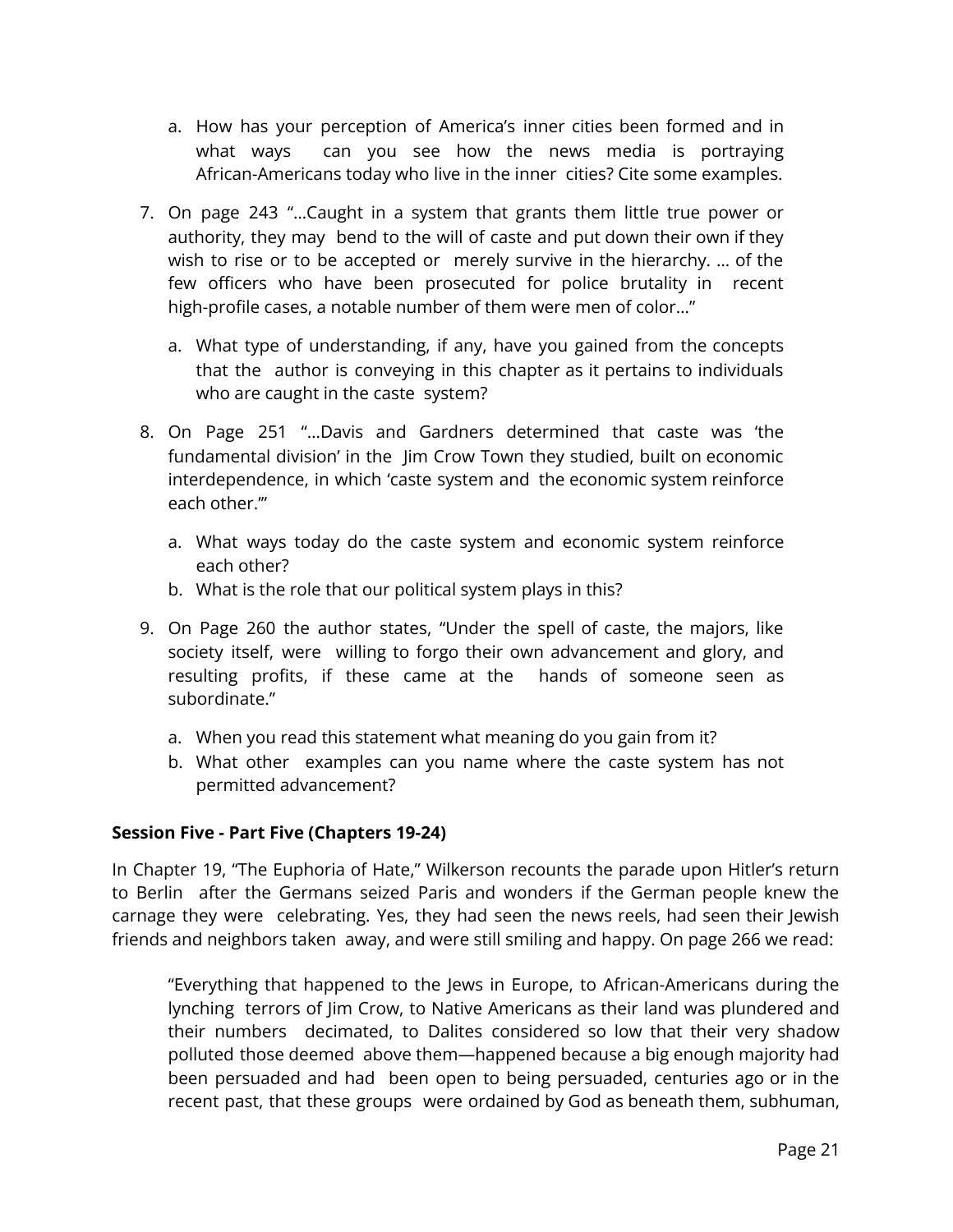a. How has your perception of America's inner cities been formed and in what ways can you see how the news media is portraying African-Americans today who live in the inner cities? Cite some examples.

7. On page 243 "...Caught in a system that grants them little true power or authority, they may bend to the will of caste and put down their own if they wish to rise or to be accepted or merely survive in the hierarchy. ... of the few officers who have been prosecuted for police brutality in recent high-profile cases, a notable number of them were men of color..."

   a. What type of understanding, if any, have you gained from the concepts that the author is conveying in this chapter as it pertains to individuals who are caught in the caste system?

8. On Page 251 "...Davis and Gardners determined that caste was 'the fundamental division' in the Jim Crow Town they studied, built on economic interdependence, in which 'caste system and the economic system reinforce each other.'"

   a. What ways today do the caste system and economic system reinforce each other?
   b. What is the role that our political system plays in this?

9. On Page 260 the author states, "Under the spell of caste, the majors, like society itself, were willing to forgo their own advancement and glory, and resulting profits, if these came at the hands of someone seen as subordinate."

   a. When you read this statement what meaning do you gain from it?
   b. What other examples can you name where the caste system has not permitted advancement?

**Session Five - Part Five (Chapters 19-24)**

In Chapter 19, "The Euphoria of Hate," Wilkerson recounts the parade upon Hitler's return to Berlin after the Germans seized Paris and wonders if the German people knew the carnage they were celebrating. Yes, they had seen the news reels, had seen their Jewish friends and neighbors taken away, and were still smiling and happy. On page 266 we read:

> "Everything that happened to the Jews in Europe, to African-Americans during the lynching terrors of Jim Crow, to Native Americans as their land was plundered and their numbers decimated, to Dalites considered so low that their very shadow polluted those deemed above them—happened because a big enough majority had been persuaded and had been open to being persuaded, centuries ago or in the recent past, that these groups were ordained by God as beneath them, subhuman,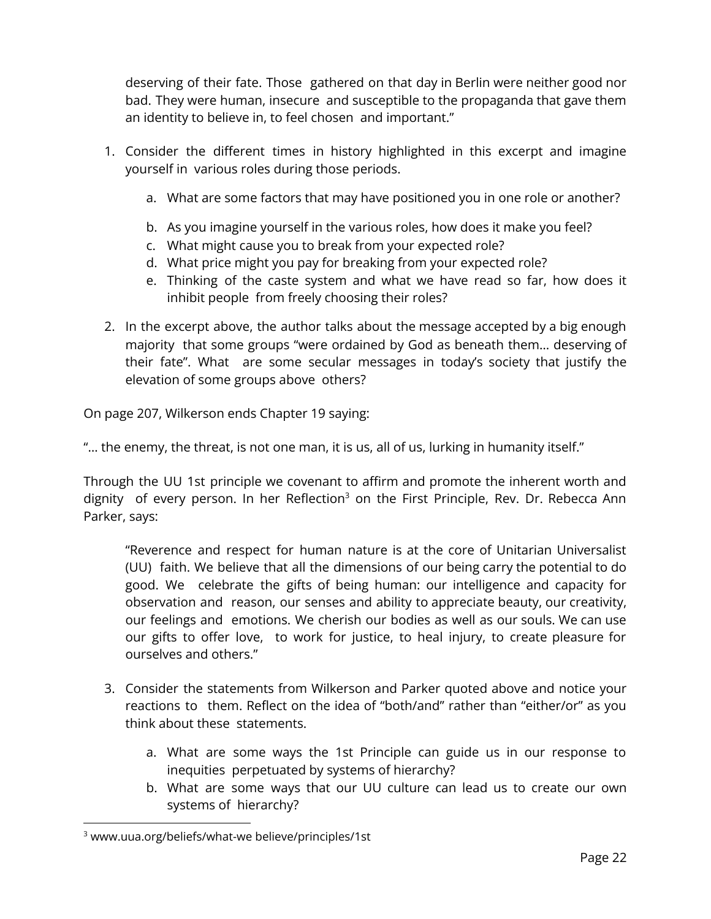> deserving of their fate. Those gathered on that day in Berlin were neither good nor bad. They were human, insecure and susceptible to the propaganda that gave them an identity to believe in, to feel chosen and important."

1. Consider the different times in history highlighted in this excerpt and imagine yourself in various roles during those periods.
    a. What are some factors that may have positioned you in one role or another?
    b. As you imagine yourself in the various roles, how does it make you feel?
    c. What might cause you to break from your expected role?
    d. What price might you pay for breaking from your expected role?
    e. Thinking of the caste system and what we have read so far, how does it inhibit people from freely choosing their roles?
2. In the excerpt above, the author talks about the message accepted by a big enough majority that some groups "were ordained by God as beneath them… deserving of their fate". What are some secular messages in today's society that justify the elevation of some groups above others?

On page 207, Wilkerson ends Chapter 19 saying:

"… the enemy, the threat, is not one man, it is us, all of us, lurking in humanity itself."

Through the UU 1st principle we covenant to affirm and promote the inherent worth and dignity of every person. In her Reflection[3] on the First Principle, Rev. Dr. Rebecca Ann Parker, says:

> "Reverence and respect for human nature is at the core of Unitarian Universalist (UU) faith. We believe that all the dimensions of our being carry the potential to do good. We celebrate the gifts of being human: our intelligence and capacity for observation and reason, our senses and ability to appreciate beauty, our creativity, our feelings and emotions. We cherish our bodies as well as our souls. We can use our gifts to offer love, to work for justice, to heal injury, to create pleasure for ourselves and others."

3. Consider the statements from Wilkerson and Parker quoted above and notice your reactions to them. Reflect on the idea of "both/and" rather than "either/or" as you think about these statements.
    a. What are some ways the 1st Principle can guide us in our response to inequities perpetuated by systems of hierarchy?
    b. What are some ways that our UU culture can lead us to create our own systems of hierarchy?

[3] www.uua.org/beliefs/what-we believe/principles/1st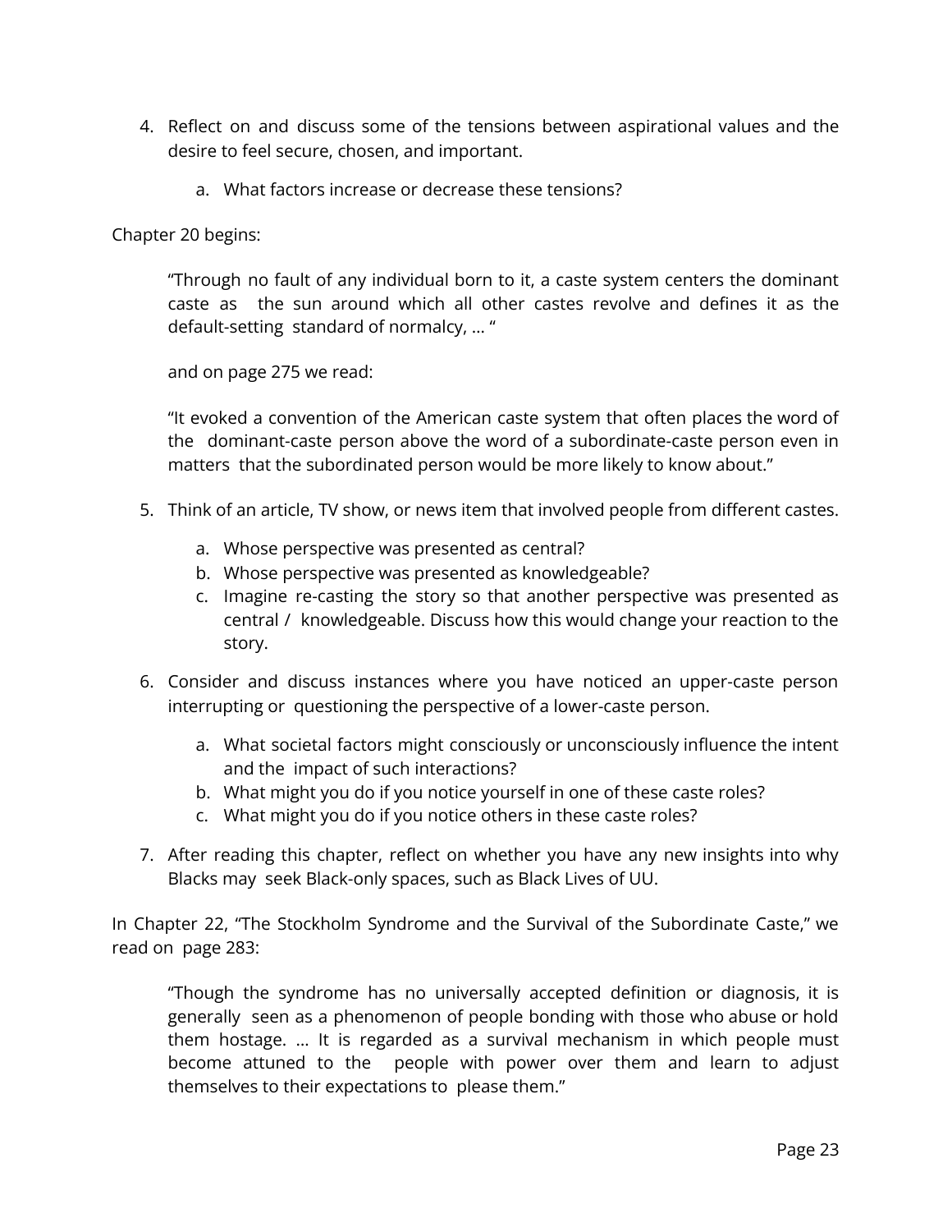4. Reflect on and discuss some of the tensions between aspirational values and the desire to feel secure, chosen, and important.

    a. What factors increase or decrease these tensions?

Chapter 20 begins:

> "Through no fault of any individual born to it, a caste system centers the dominant caste as the sun around which all other castes revolve and defines it as the default-setting standard of normalcy, … "
>
> and on page 275 we read:
>
> "It evoked a convention of the American caste system that often places the word of the dominant-caste person above the word of a subordinate-caste person even in matters that the subordinated person would be more likely to know about."

5. Think of an article, TV show, or news item that involved people from different castes.

    a. Whose perspective was presented as central?
    b. Whose perspective was presented as knowledgeable?
    c. Imagine re-casting the story so that another perspective was presented as central / knowledgeable. Discuss how this would change your reaction to the story.

6. Consider and discuss instances where you have noticed an upper-caste person interrupting or questioning the perspective of a lower-caste person.

    a. What societal factors might consciously or unconsciously influence the intent and the impact of such interactions?
    b. What might you do if you notice yourself in one of these caste roles?
    c. What might you do if you notice others in these caste roles?

7. After reading this chapter, reflect on whether you have any new insights into why Blacks may seek Black-only spaces, such as Black Lives of UU.

In Chapter 22, "The Stockholm Syndrome and the Survival of the Subordinate Caste," we read on page 283:

> "Though the syndrome has no universally accepted definition or diagnosis, it is generally seen as a phenomenon of people bonding with those who abuse or hold them hostage. … It is regarded as a survival mechanism in which people must become attuned to the people with power over them and learn to adjust themselves to their expectations to please them."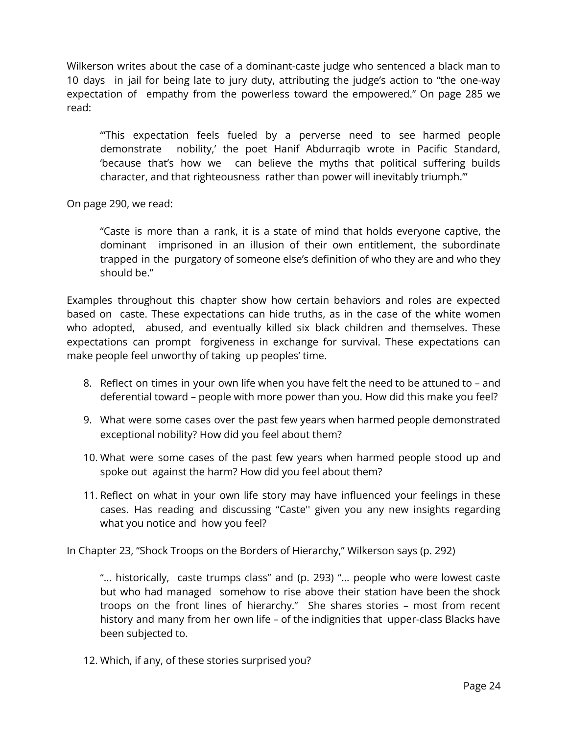Wilkerson writes about the case of a dominant-caste judge who sentenced a black man to 10 days in jail for being late to jury duty, attributing the judge's action to "the one-way expectation of empathy from the powerless toward the empowered." On page 285 we read:

> "'This expectation feels fueled by a perverse need to see harmed people demonstrate nobility,' the poet Hanif Abdurraqib wrote in Pacific Standard, 'because that's how we can believe the myths that political suffering builds character, and that righteousness rather than power will inevitably triumph.'"

On page 290, we read:

> "Caste is more than a rank, it is a state of mind that holds everyone captive, the dominant imprisoned in an illusion of their own entitlement, the subordinate trapped in the purgatory of someone else's definition of who they are and who they should be."

Examples throughout this chapter show how certain behaviors and roles are expected based on caste. These expectations can hide truths, as in the case of the white women who adopted, abused, and eventually killed six black children and themselves. These expectations can prompt forgiveness in exchange for survival. These expectations can make people feel unworthy of taking up peoples' time.

8. Reflect on times in your own life when you have felt the need to be attuned to – and deferential toward – people with more power than you. How did this make you feel?
9. What were some cases over the past few years when harmed people demonstrated exceptional nobility? How did you feel about them?
10. What were some cases of the past few years when harmed people stood up and spoke out against the harm? How did you feel about them?
11. Reflect on what in your own life story may have influenced your feelings in these cases. Has reading and discussing "Caste'' given you any new insights regarding what you notice and how you feel?

In Chapter 23, "Shock Troops on the Borders of Hierarchy," Wilkerson says (p. 292)

> "… historically, caste trumps class" and (p. 293) "… people who were lowest caste but who had managed somehow to rise above their station have been the shock troops on the front lines of hierarchy." She shares stories – most from recent history and many from her own life – of the indignities that upper-class Blacks have been subjected to.

12. Which, if any, of these stories surprised you?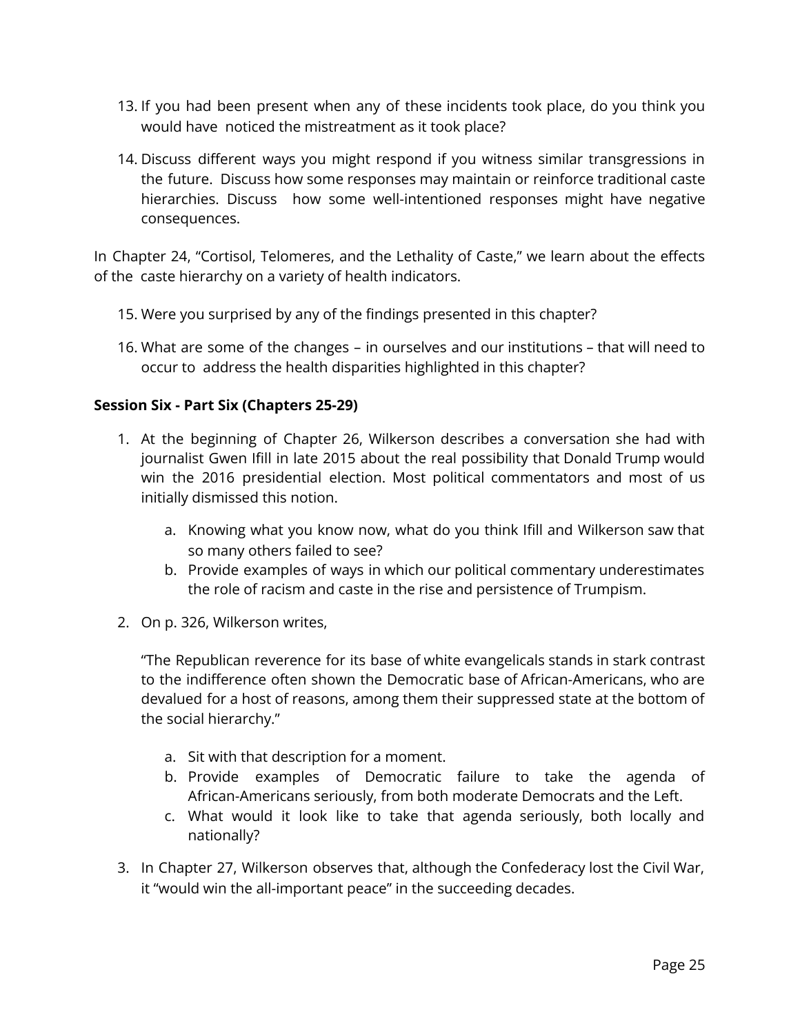13. If you had been present when any of these incidents took place, do you think you would have noticed the mistreatment as it took place?

14. Discuss different ways you might respond if you witness similar transgressions in the future. Discuss how some responses may maintain or reinforce traditional caste hierarchies. Discuss how some well-intentioned responses might have negative consequences.

In Chapter 24, "Cortisol, Telomeres, and the Lethality of Caste," we learn about the effects of the caste hierarchy on a variety of health indicators.

15. Were you surprised by any of the findings presented in this chapter?

16. What are some of the changes – in ourselves and our institutions – that will need to occur to address the health disparities highlighted in this chapter?

**Session Six - Part Six (Chapters 25-29)**

1. At the beginning of Chapter 26, Wilkerson describes a conversation she had with journalist Gwen Ifill in late 2015 about the real possibility that Donald Trump would win the 2016 presidential election. Most political commentators and most of us initially dismissed this notion.

    a. Knowing what you know now, what do you think Ifill and Wilkerson saw that so many others failed to see?
    b. Provide examples of ways in which our political commentary underestimates the role of racism and caste in the rise and persistence of Trumpism.

2. On p. 326, Wilkerson writes,

    "The Republican reverence for its base of white evangelicals stands in stark contrast to the indifference often shown the Democratic base of African-Americans, who are devalued for a host of reasons, among them their suppressed state at the bottom of the social hierarchy."

    a. Sit with that description for a moment.
    b. Provide examples of Democratic failure to take the agenda of African-Americans seriously, from both moderate Democrats and the Left.
    c. What would it look like to take that agenda seriously, both locally and nationally?

3. In Chapter 27, Wilkerson observes that, although the Confederacy lost the Civil War, it "would win the all-important peace" in the succeeding decades.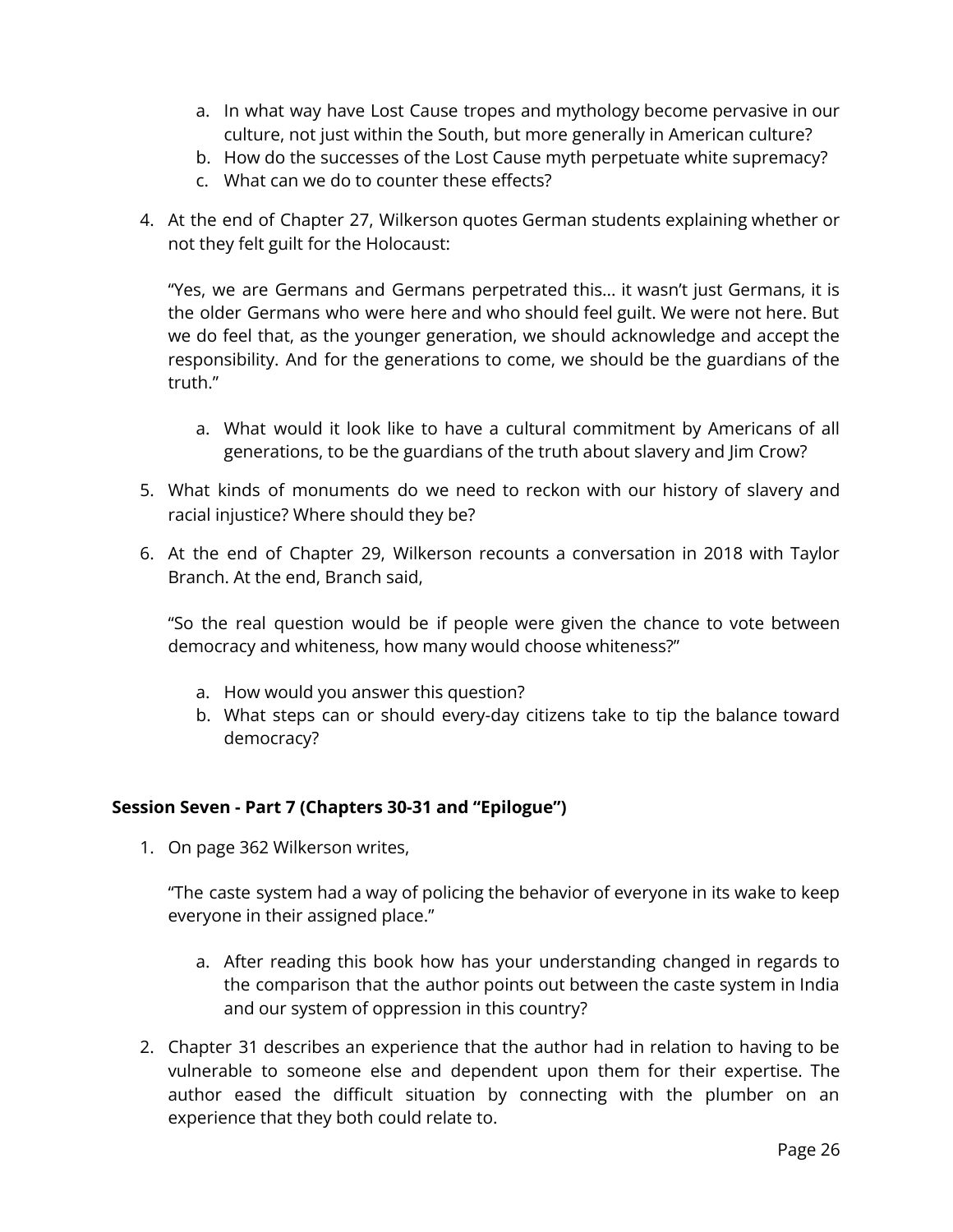a. In what way have Lost Cause tropes and mythology become pervasive in our culture, not just within the South, but more generally in American culture?
   b. How do the successes of the Lost Cause myth perpetuate white supremacy?
   c. What can we do to counter these effects?

4. At the end of Chapter 27, Wilkerson quotes German students explaining whether or not they felt guilt for the Holocaust:

   "Yes, we are Germans and Germans perpetrated this… it wasn't just Germans, it is the older Germans who were here and who should feel guilt. We were not here. But we do feel that, as the younger generation, we should acknowledge and accept the responsibility. And for the generations to come, we should be the guardians of the truth."

   a. What would it look like to have a cultural commitment by Americans of all generations, to be the guardians of the truth about slavery and Jim Crow?

5. What kinds of monuments do we need to reckon with our history of slavery and racial injustice? Where should they be?

6. At the end of Chapter 29, Wilkerson recounts a conversation in 2018 with Taylor Branch. At the end, Branch said,

   "So the real question would be if people were given the chance to vote between democracy and whiteness, how many would choose whiteness?"

   a. How would you answer this question?
   b. What steps can or should every-day citizens take to tip the balance toward democracy?

**Session Seven - Part 7 (Chapters 30-31 and "Epilogue")**

1. On page 362 Wilkerson writes,

   "The caste system had a way of policing the behavior of everyone in its wake to keep everyone in their assigned place."

   a. After reading this book how has your understanding changed in regards to the comparison that the author points out between the caste system in India and our system of oppression in this country?

2. Chapter 31 describes an experience that the author had in relation to having to be vulnerable to someone else and dependent upon them for their expertise. The author eased the difficult situation by connecting with the plumber on an experience that they both could relate to.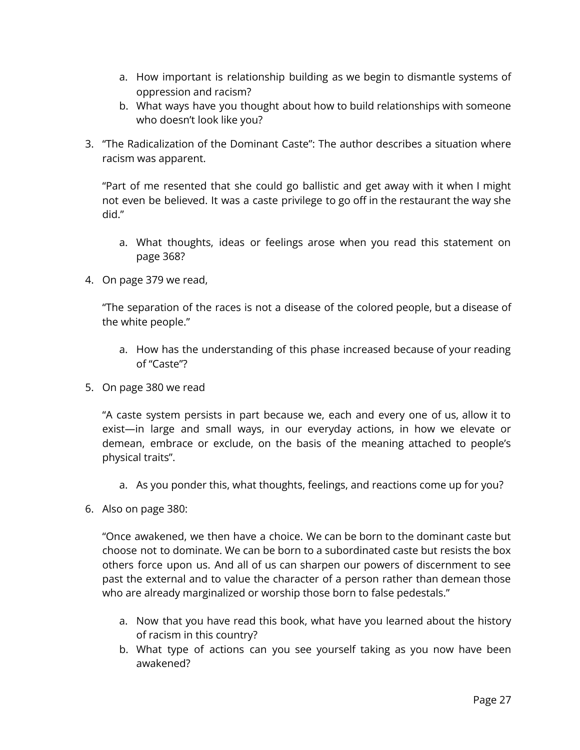a. How important is relationship building as we begin to dismantle systems of oppression and racism?
   b. What ways have you thought about how to build relationships with someone who doesn't look like you?

3. "The Radicalization of the Dominant Caste": The author describes a situation where racism was apparent.

   "Part of me resented that she could go ballistic and get away with it when I might not even be believed. It was a caste privilege to go off in the restaurant the way she did."

   a. What thoughts, ideas or feelings arose when you read this statement on page 368?

4. On page 379 we read,

   "The separation of the races is not a disease of the colored people, but a disease of the white people."

   a. How has the understanding of this phase increased because of your reading of "Caste"?

5. On page 380 we read

   "A caste system persists in part because we, each and every one of us, allow it to exist—in large and small ways, in our everyday actions, in how we elevate or demean, embrace or exclude, on the basis of the meaning attached to people's physical traits".

   a. As you ponder this, what thoughts, feelings, and reactions come up for you?

6. Also on page 380:

   "Once awakened, we then have a choice. We can be born to the dominant caste but choose not to dominate. We can be born to a subordinated caste but resists the box others force upon us. And all of us can sharpen our powers of discernment to see past the external and to value the character of a person rather than demean those who are already marginalized or worship those born to false pedestals."

   a. Now that you have read this book, what have you learned about the history of racism in this country?
   b. What type of actions can you see yourself taking as you now have been awakened?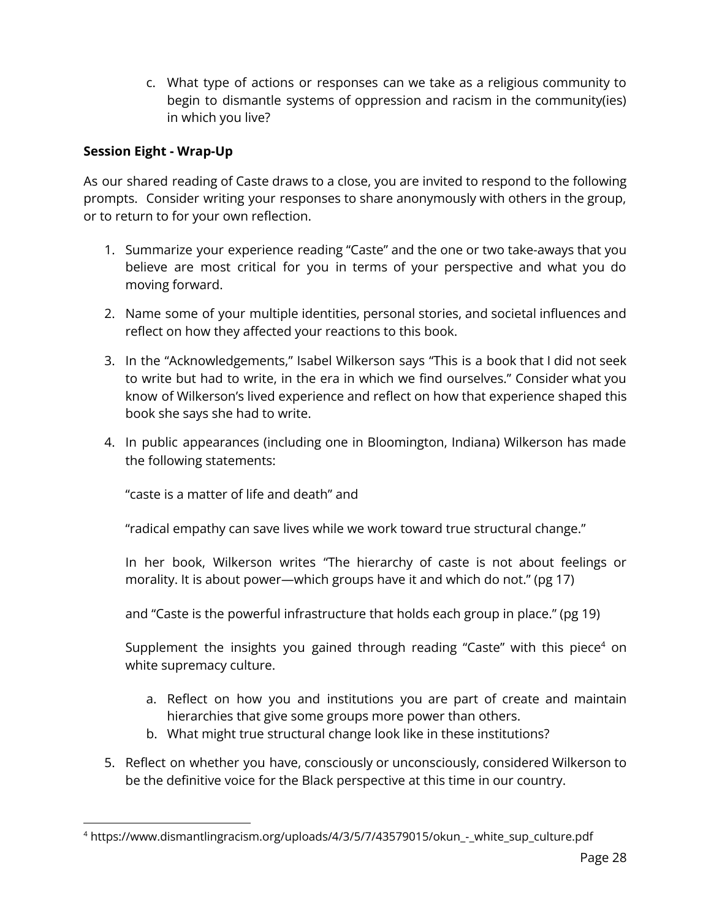c. What type of actions or responses can we take as a religious community to begin to dismantle systems of oppression and racism in the community(ies) in which you live?

**Session Eight - Wrap-Up**

As our shared reading of Caste draws to a close, you are invited to respond to the following prompts. Consider writing your responses to share anonymously with others in the group, or to return to for your own reflection.

1. Summarize your experience reading "Caste" and the one or two take-aways that you believe are most critical for you in terms of your perspective and what you do moving forward.

2. Name some of your multiple identities, personal stories, and societal influences and reflect on how they affected your reactions to this book.

3. In the "Acknowledgements," Isabel Wilkerson says "This is a book that I did not seek to write but had to write, in the era in which we find ourselves." Consider what you know of Wilkerson's lived experience and reflect on how that experience shaped this book she says she had to write.

4. In public appearances (including one in Bloomington, Indiana) Wilkerson has made the following statements:

   "caste is a matter of life and death" and

   "radical empathy can save lives while we work toward true structural change."

   In her book, Wilkerson writes "The hierarchy of caste is not about feelings or morality. It is about power—which groups have it and which do not." (pg 17)

   and "Caste is the powerful infrastructure that holds each group in place." (pg 19)

   Supplement the insights you gained through reading "Caste" with this piece[4] on white supremacy culture.

   a. Reflect on how you and institutions you are part of create and maintain hierarchies that give some groups more power than others.
   b. What might true structural change look like in these institutions?

5. Reflect on whether you have, consciously or unconsciously, considered Wilkerson to be the definitive voice for the Black perspective at this time in our country.

---

[4] https://www.dismantlingracism.org/uploads/4/3/5/7/43579015/okun_-_white_sup_culture.pdf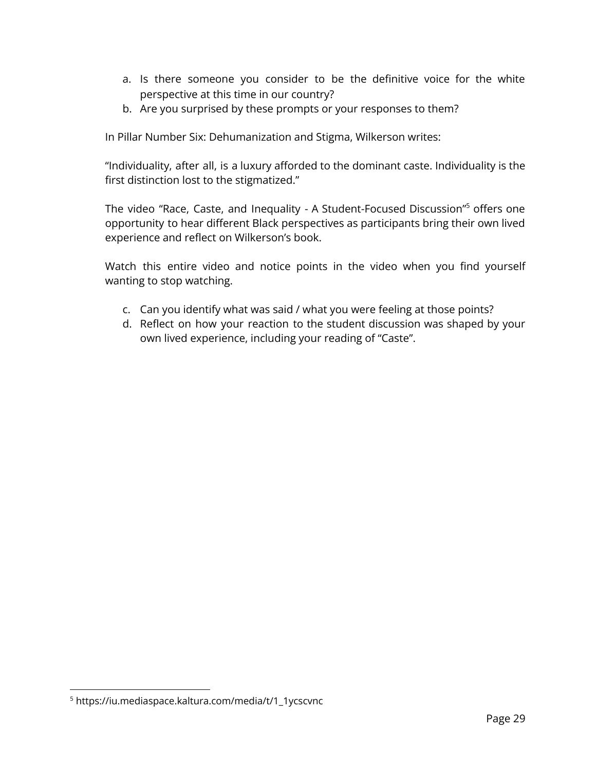a. Is there someone you consider to be the definitive voice for the white perspective at this time in our country?
b. Are you surprised by these prompts or your responses to them?

In Pillar Number Six: Dehumanization and Stigma, Wilkerson writes:

"Individuality, after all, is a luxury afforded to the dominant caste. Individuality is the first distinction lost to the stigmatized."

The video "Race, Caste, and Inequality - A Student-Focused Discussion"[5] offers one opportunity to hear different Black perspectives as participants bring their own lived experience and reflect on Wilkerson's book.

Watch this entire video and notice points in the video when you find yourself wanting to stop watching.

c. Can you identify what was said / what you were feeling at those points?
d. Reflect on how your reaction to the student discussion was shaped by your own lived experience, including your reading of "Caste".

---

[5] https://iu.mediaspace.kaltura.com/media/t/1_1ycscvnc